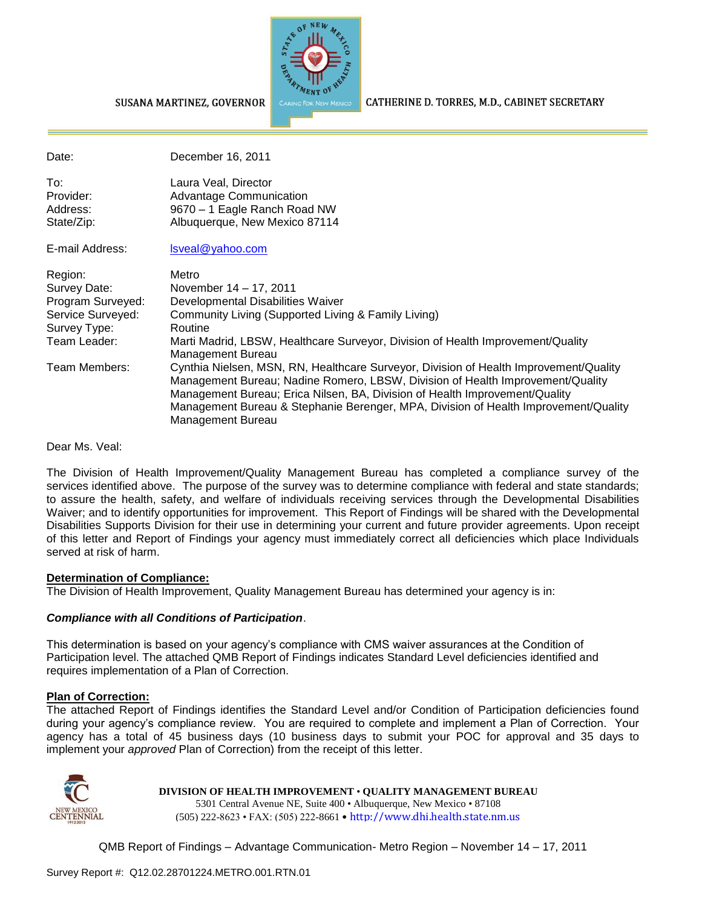SUSANA MARTINEZ, GOVERNOR

CATHERINE D. TORRES, M.D., CABINET SECRETARY

| | |
|---|---|
| Date: | December 16, 2011 |
| To: | Laura Veal, Director |
| Provider: | Advantage Communication |
| Address: | 9670 – 1 Eagle Ranch Road NW |
| State/Zip: | Albuquerque, New Mexico 87114 |
| E-mail Address: | lsveal@yahoo.com |
| Region: | Metro |
| Survey Date: | November 14 – 17, 2011 |
| Program Surveyed: | Developmental Disabilities Waiver |
| Service Surveyed: | Community Living (Supported Living & Family Living) |
| Survey Type: | Routine |
| Team Leader: | Marti Madrid, LBSW, Healthcare Surveyor, Division of Health Improvement/Quality Management Bureau |
| Team Members: | Cynthia Nielsen, MSN, RN, Healthcare Surveyor, Division of Health Improvement/Quality Management Bureau; Nadine Romero, LBSW, Division of Health Improvement/Quality Management Bureau; Erica Nilsen, BA, Division of Health Improvement/Quality Management Bureau & Stephanie Berenger, MPA, Division of Health Improvement/Quality Management Bureau |

Dear Ms. Veal:

The Division of Health Improvement/Quality Management Bureau has completed a compliance survey of the services identified above. The purpose of the survey was to determine compliance with federal and state standards; to assure the health, safety, and welfare of individuals receiving services through the Developmental Disabilities Waiver; and to identify opportunities for improvement. This Report of Findings will be shared with the Developmental Disabilities Supports Division for their use in determining your current and future provider agreements. Upon receipt of this letter and Report of Findings your agency must immediately correct all deficiencies which place Individuals served at risk of harm.

**Determination of Compliance:**

The Division of Health Improvement, Quality Management Bureau has determined your agency is in:

***Compliance with all Conditions of Participation***.

This determination is based on your agency's compliance with CMS waiver assurances at the Condition of Participation level. The attached QMB Report of Findings indicates Standard Level deficiencies identified and requires implementation of a Plan of Correction.

**Plan of Correction:**

The attached Report of Findings identifies the Standard Level and/or Condition of Participation deficiencies found during your agency's compliance review. You are required to complete and implement a Plan of Correction. Your agency has a total of 45 business days (10 business days to submit your POC for approval and 35 days to implement your *approved* Plan of Correction) from the receipt of this letter.

**DIVISION OF HEALTH IMPROVEMENT • QUALITY MANAGEMENT BUREAU**
5301 Central Avenue NE, Suite 400 • Albuquerque, New Mexico • 87108
(505) 222-8623 • FAX: (505) 222-8661 • http://www.dhi.health.state.nm.us

Survey Report #: Q12.02.28701224.METRO.001.RTN.01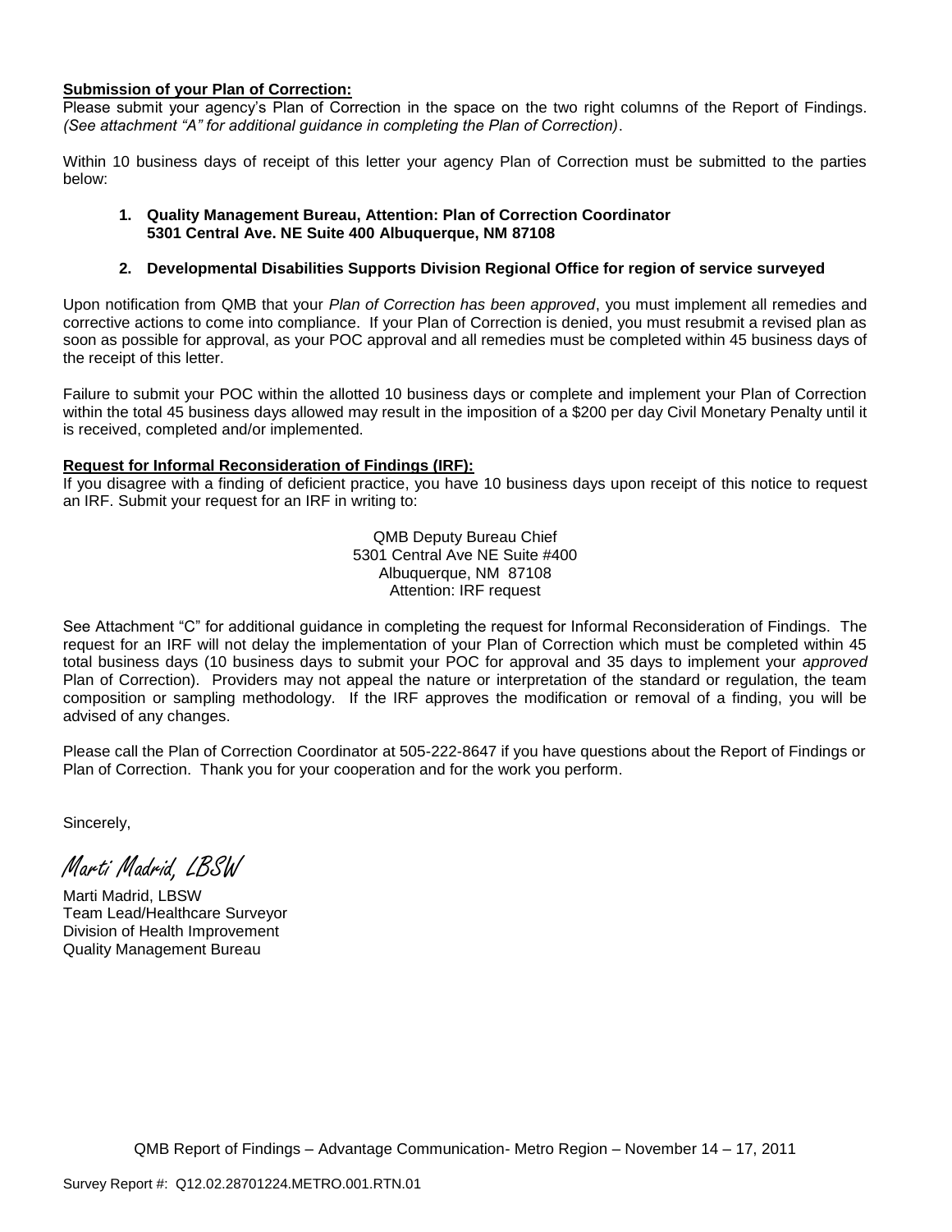**Submission of your Plan of Correction:**
Please submit your agency's Plan of Correction in the space on the two right columns of the Report of Findings. *(See attachment "A" for additional guidance in completing the Plan of Correction)*.

Within 10 business days of receipt of this letter your agency Plan of Correction must be submitted to the parties below:

1. **Quality Management Bureau, Attention: Plan of Correction Coordinator 5301 Central Ave. NE Suite 400 Albuquerque, NM 87108**

2. **Developmental Disabilities Supports Division Regional Office for region of service surveyed**

Upon notification from QMB that your *Plan of Correction has been approved*, you must implement all remedies and corrective actions to come into compliance. If your Plan of Correction is denied, you must resubmit a revised plan as soon as possible for approval, as your POC approval and all remedies must be completed within 45 business days of the receipt of this letter.

Failure to submit your POC within the allotted 10 business days or complete and implement your Plan of Correction within the total 45 business days allowed may result in the imposition of a $200 per day Civil Monetary Penalty until it is received, completed and/or implemented.

**Request for Informal Reconsideration of Findings (IRF):**
If you disagree with a finding of deficient practice, you have 10 business days upon receipt of this notice to request an IRF. Submit your request for an IRF in writing to:

QMB Deputy Bureau Chief
5301 Central Ave NE Suite #400
Albuquerque, NM 87108
Attention: IRF request

See Attachment "C" for additional guidance in completing the request for Informal Reconsideration of Findings. The request for an IRF will not delay the implementation of your Plan of Correction which must be completed within 45 total business days (10 business days to submit your POC for approval and 35 days to implement your *approved* Plan of Correction). Providers may not appeal the nature or interpretation of the standard or regulation, the team composition or sampling methodology. If the IRF approves the modification or removal of a finding, you will be advised of any changes.

Please call the Plan of Correction Coordinator at 505-222-8647 if you have questions about the Report of Findings or Plan of Correction. Thank you for your cooperation and for the work you perform.

Sincerely,

*Marti Madrid, LBSW*

Marti Madrid, LBSW
Team Lead/Healthcare Surveyor
Division of Health Improvement
Quality Management Bureau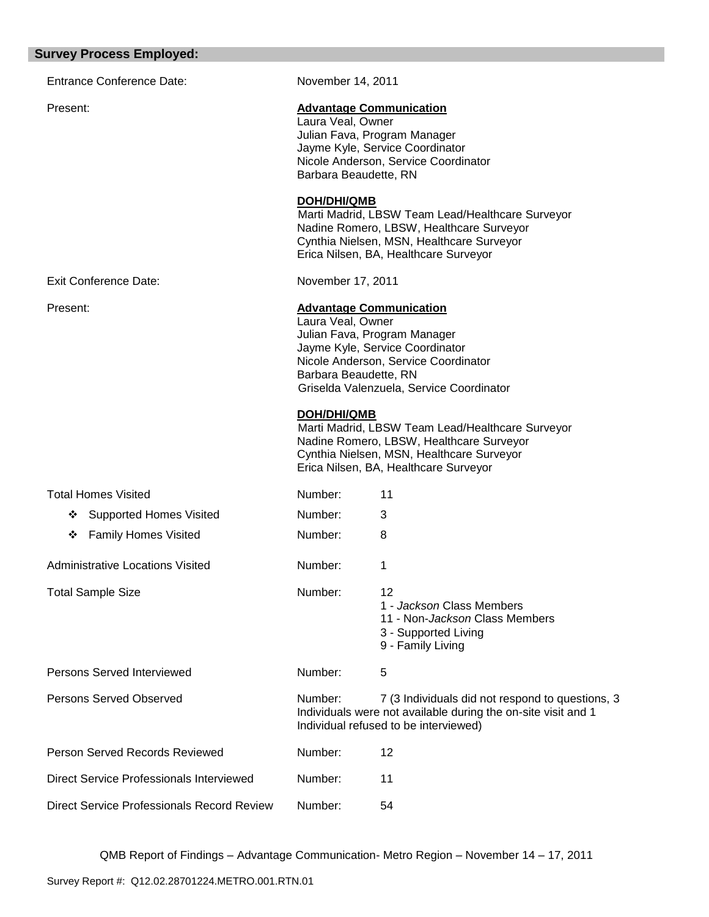## Survey Process Employed:

| | | |
|---|---|---|
| Entrance Conference Date: | November 14, 2011 | |
| Present: | **Advantage Communication**<br>Laura Veal, Owner<br>Julian Fava, Program Manager<br>Jayme Kyle, Service Coordinator<br>Nicole Anderson, Service Coordinator<br>Barbara Beaudette, RN<br><br>**DOH/DHI/QMB**<br>Marti Madrid, LBSW Team Lead/Healthcare Surveyor<br>Nadine Romero, LBSW, Healthcare Surveyor<br>Cynthia Nielsen, MSN, Healthcare Surveyor<br>Erica Nilsen, BA, Healthcare Surveyor | |
| Exit Conference Date: | November 17, 2011 | |
| Present: | **Advantage Communication**<br>Laura Veal, Owner<br>Julian Fava, Program Manager<br>Jayme Kyle, Service Coordinator<br>Nicole Anderson, Service Coordinator<br>Barbara Beaudette, RN<br>Griselda Valenzuela, Service Coordinator<br><br>**DOH/DHI/QMB**<br>Marti Madrid, LBSW Team Lead/Healthcare Surveyor<br>Nadine Romero, LBSW, Healthcare Surveyor<br>Cynthia Nielsen, MSN, Healthcare Surveyor<br>Erica Nilsen, BA, Healthcare Surveyor | |
| Total Homes Visited | Number: | 11 |
| ❖ Supported Homes Visited | Number: | 3 |
| ❖ Family Homes Visited | Number: | 8 |
| Administrative Locations Visited | Number: | 1 |
| Total Sample Size | Number: | 12<br>1 - *Jackson* Class Members<br>11 - Non-*Jackson* Class Members<br>3 - Supported Living<br>9 - Family Living |
| Persons Served Interviewed | Number: | 5 |
| Persons Served Observed | Number: | 7 (3 Individuals did not respond to questions, 3 Individuals were not available during the on-site visit and 1 Individual refused to be interviewed) |
| Person Served Records Reviewed | Number: | 12 |
| Direct Service Professionals Interviewed | Number: | 11 |
| Direct Service Professionals Record Review | Number: | 54 |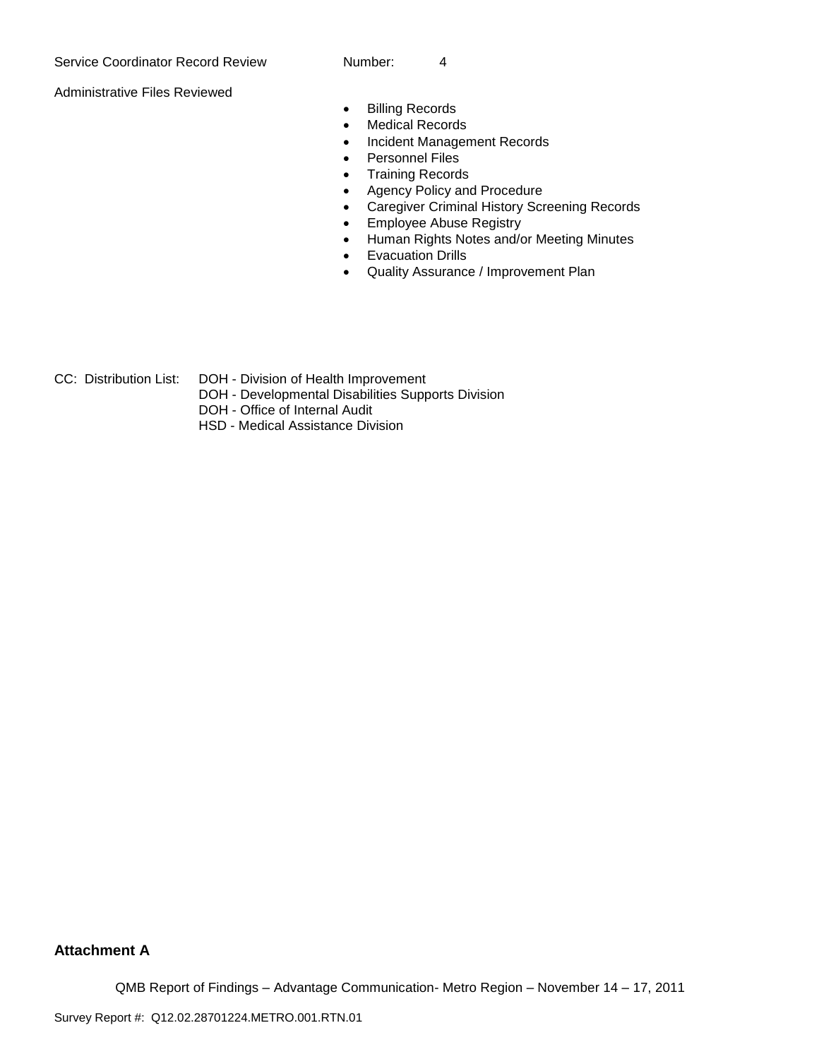Service Coordinator Record Review Number: 4

Administrative Files Reviewed

- Billing Records
- Medical Records
- Incident Management Records
- Personnel Files
- Training Records
- Agency Policy and Procedure
- Caregiver Criminal History Screening Records
- Employee Abuse Registry
- Human Rights Notes and/or Meeting Minutes
- Evacuation Drills
- Quality Assurance / Improvement Plan

CC: Distribution List: DOH - Division of Health Improvement
DOH - Developmental Disabilities Supports Division
DOH - Office of Internal Audit
HSD - Medical Assistance Division

**Attachment A**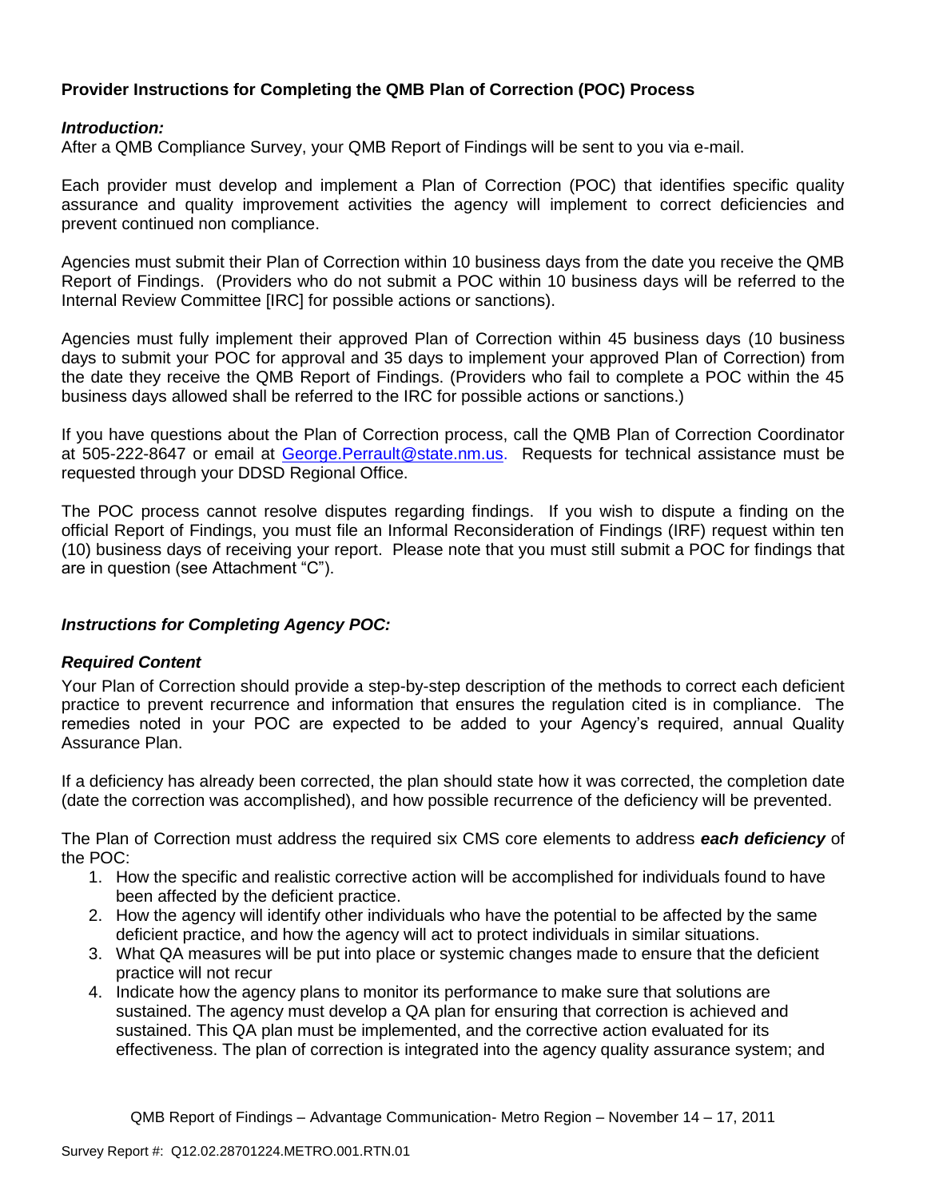**Provider Instructions for Completing the QMB Plan of Correction (POC) Process**

***Introduction:***
After a QMB Compliance Survey, your QMB Report of Findings will be sent to you via e-mail.

Each provider must develop and implement a Plan of Correction (POC) that identifies specific quality assurance and quality improvement activities the agency will implement to correct deficiencies and prevent continued non compliance.

Agencies must submit their Plan of Correction within 10 business days from the date you receive the QMB Report of Findings. (Providers who do not submit a POC within 10 business days will be referred to the Internal Review Committee [IRC] for possible actions or sanctions).

Agencies must fully implement their approved Plan of Correction within 45 business days (10 business days to submit your POC for approval and 35 days to implement your approved Plan of Correction) from the date they receive the QMB Report of Findings. (Providers who fail to complete a POC within the 45 business days allowed shall be referred to the IRC for possible actions or sanctions.)

If you have questions about the Plan of Correction process, call the QMB Plan of Correction Coordinator at 505-222-8647 or email at George.Perrault@state.nm.us. Requests for technical assistance must be requested through your DDSD Regional Office.

The POC process cannot resolve disputes regarding findings. If you wish to dispute a finding on the official Report of Findings, you must file an Informal Reconsideration of Findings (IRF) request within ten (10) business days of receiving your report. Please note that you must still submit a POC for findings that are in question (see Attachment "C").

***Instructions for Completing Agency POC:***

***Required Content***
Your Plan of Correction should provide a step-by-step description of the methods to correct each deficient practice to prevent recurrence and information that ensures the regulation cited is in compliance. The remedies noted in your POC are expected to be added to your Agency's required, annual Quality Assurance Plan.

If a deficiency has already been corrected, the plan should state how it was corrected, the completion date (date the correction was accomplished), and how possible recurrence of the deficiency will be prevented.

The Plan of Correction must address the required six CMS core elements to address ***each deficiency*** of the POC:

1. How the specific and realistic corrective action will be accomplished for individuals found to have been affected by the deficient practice.
2. How the agency will identify other individuals who have the potential to be affected by the same deficient practice, and how the agency will act to protect individuals in similar situations.
3. What QA measures will be put into place or systemic changes made to ensure that the deficient practice will not recur
4. Indicate how the agency plans to monitor its performance to make sure that solutions are sustained. The agency must develop a QA plan for ensuring that correction is achieved and sustained. This QA plan must be implemented, and the corrective action evaluated for its effectiveness. The plan of correction is integrated into the agency quality assurance system; and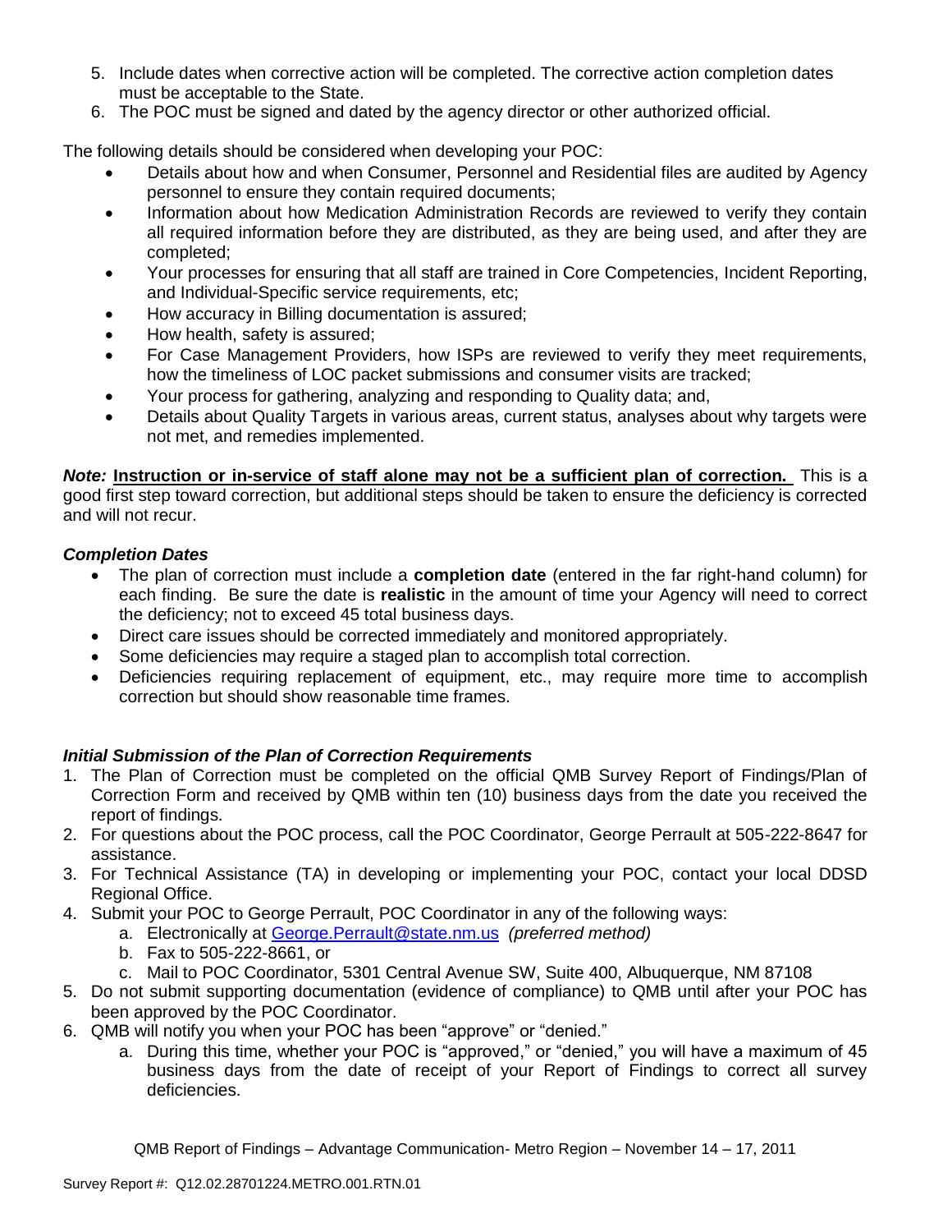5. Include dates when corrective action will be completed. The corrective action completion dates must be acceptable to the State.
6. The POC must be signed and dated by the agency director or other authorized official.

The following details should be considered when developing your POC:

- Details about how and when Consumer, Personnel and Residential files are audited by Agency personnel to ensure they contain required documents;
- Information about how Medication Administration Records are reviewed to verify they contain all required information before they are distributed, as they are being used, and after they are completed;
- Your processes for ensuring that all staff are trained in Core Competencies, Incident Reporting, and Individual-Specific service requirements, etc;
- How accuracy in Billing documentation is assured;
- How health, safety is assured;
- For Case Management Providers, how ISPs are reviewed to verify they meet requirements, how the timeliness of LOC packet submissions and consumer visits are tracked;
- Your process for gathering, analyzing and responding to Quality data; and,
- Details about Quality Targets in various areas, current status, analyses about why targets were not met, and remedies implemented.

***Note:*** **<u>Instruction or in-service of staff alone may not be a sufficient plan of correction.</u>** This is a good first step toward correction, but additional steps should be taken to ensure the deficiency is corrected and will not recur.

***Completion Dates***

- The plan of correction must include a **completion date** (entered in the far right-hand column) for each finding. Be sure the date is **realistic** in the amount of time your Agency will need to correct the deficiency; not to exceed 45 total business days.
- Direct care issues should be corrected immediately and monitored appropriately.
- Some deficiencies may require a staged plan to accomplish total correction.
- Deficiencies requiring replacement of equipment, etc., may require more time to accomplish correction but should show reasonable time frames.

***Initial Submission of the Plan of Correction Requirements***

1. The Plan of Correction must be completed on the official QMB Survey Report of Findings/Plan of Correction Form and received by QMB within ten (10) business days from the date you received the report of findings.
2. For questions about the POC process, call the POC Coordinator, George Perrault at 505-222-8647 for assistance.
3. For Technical Assistance (TA) in developing or implementing your POC, contact your local DDSD Regional Office.
4. Submit your POC to George Perrault, POC Coordinator in any of the following ways:
    a. Electronically at George.Perrault@state.nm.us *(preferred method)*
    b. Fax to 505-222-8661, or
    c. Mail to POC Coordinator, 5301 Central Avenue SW, Suite 400, Albuquerque, NM 87108
5. Do not submit supporting documentation (evidence of compliance) to QMB until after your POC has been approved by the POC Coordinator.
6. QMB will notify you when your POC has been "approve" or "denied."
    a. During this time, whether your POC is "approved," or "denied," you will have a maximum of 45 business days from the date of receipt of your Report of Findings to correct all survey deficiencies.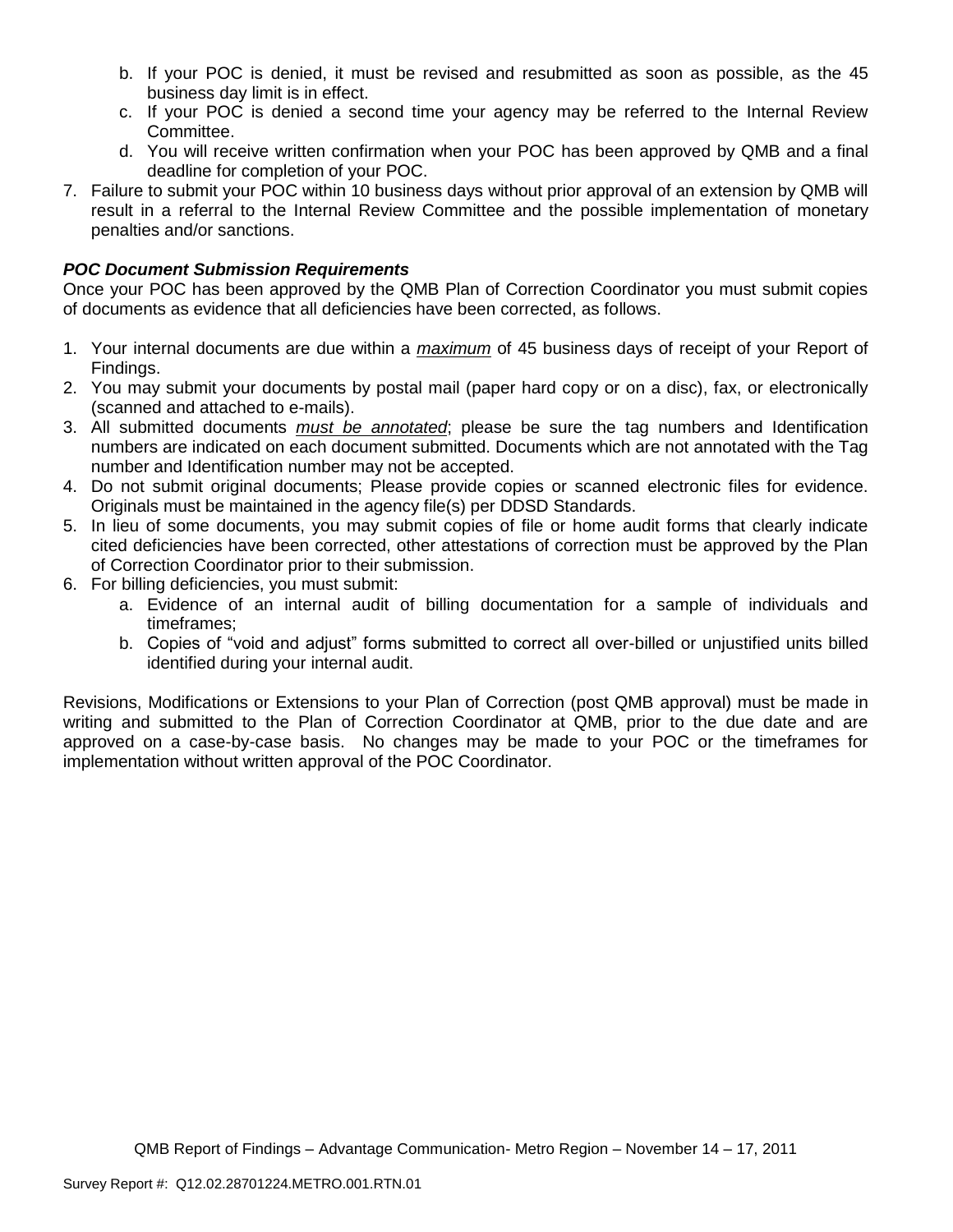b. If your POC is denied, it must be revised and resubmitted as soon as possible, as the 45 business day limit is in effect.
c. If your POC is denied a second time your agency may be referred to the Internal Review Committee.
d. You will receive written confirmation when your POC has been approved by QMB and a final deadline for completion of your POC.

7. Failure to submit your POC within 10 business days without prior approval of an extension by QMB will result in a referral to the Internal Review Committee and the possible implementation of monetary penalties and/or sanctions.

***POC Document Submission Requirements***

Once your POC has been approved by the QMB Plan of Correction Coordinator you must submit copies of documents as evidence that all deficiencies have been corrected, as follows.

1. Your internal documents are due within a *maximum* of 45 business days of receipt of your Report of Findings.
2. You may submit your documents by postal mail (paper hard copy or on a disc), fax, or electronically (scanned and attached to e-mails).
3. All submitted documents *must be annotated*; please be sure the tag numbers and Identification numbers are indicated on each document submitted. Documents which are not annotated with the Tag number and Identification number may not be accepted.
4. Do not submit original documents; Please provide copies or scanned electronic files for evidence. Originals must be maintained in the agency file(s) per DDSD Standards.
5. In lieu of some documents, you may submit copies of file or home audit forms that clearly indicate cited deficiencies have been corrected, other attestations of correction must be approved by the Plan of Correction Coordinator prior to their submission.
6. For billing deficiencies, you must submit:
   a. Evidence of an internal audit of billing documentation for a sample of individuals and timeframes;
   b. Copies of "void and adjust" forms submitted to correct all over-billed or unjustified units billed identified during your internal audit.

Revisions, Modifications or Extensions to your Plan of Correction (post QMB approval) must be made in writing and submitted to the Plan of Correction Coordinator at QMB, prior to the due date and are approved on a case-by-case basis. No changes may be made to your POC or the timeframes for implementation without written approval of the POC Coordinator.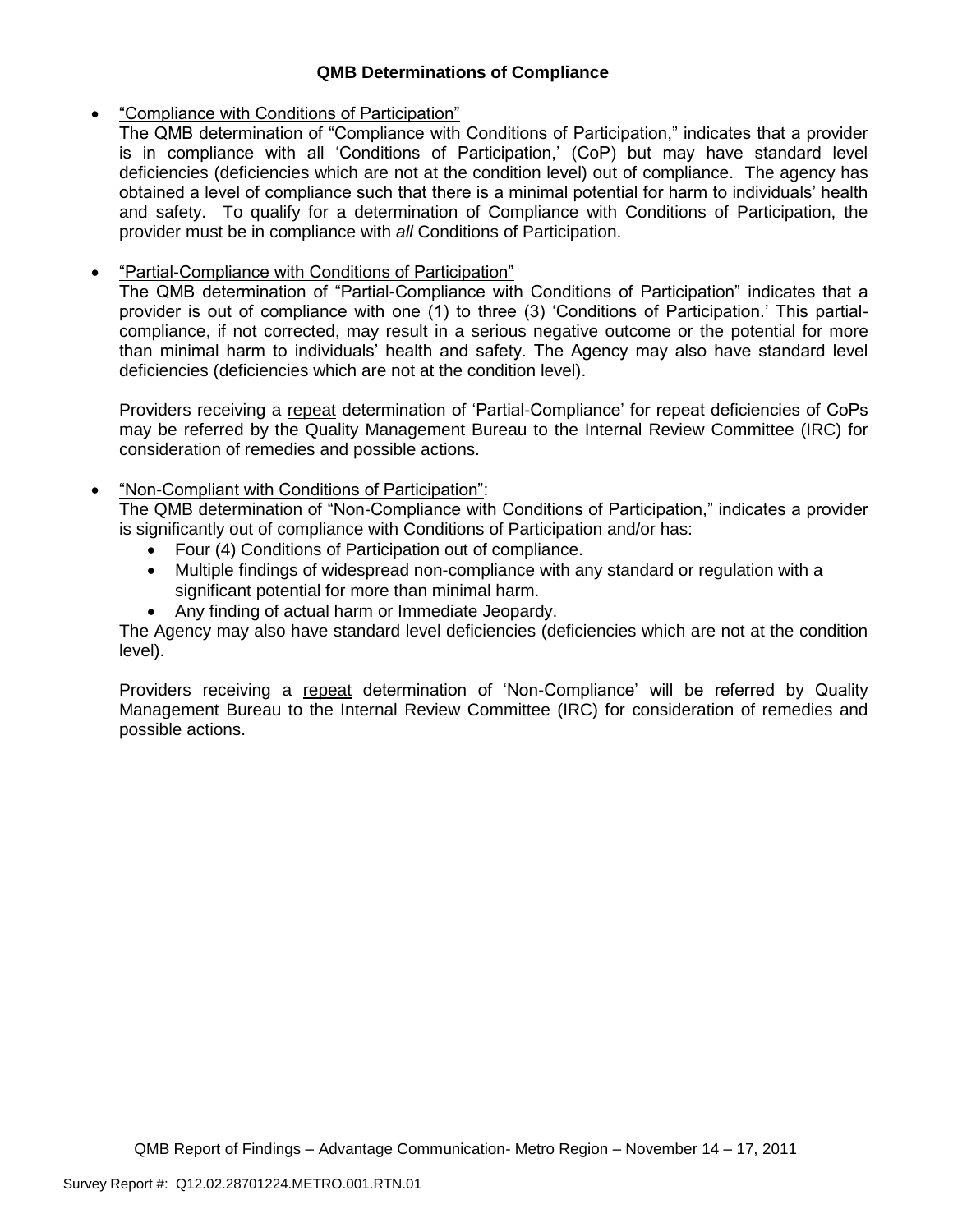**QMB Determinations of Compliance**

- "Compliance with Conditions of Participation"
  The QMB determination of "Compliance with Conditions of Participation," indicates that a provider is in compliance with all 'Conditions of Participation,' (CoP) but may have standard level deficiencies (deficiencies which are not at the condition level) out of compliance. The agency has obtained a level of compliance such that there is a minimal potential for harm to individuals' health and safety. To qualify for a determination of Compliance with Conditions of Participation, the provider must be in compliance with *all* Conditions of Participation.

- "Partial-Compliance with Conditions of Participation"
  The QMB determination of "Partial-Compliance with Conditions of Participation" indicates that a provider is out of compliance with one (1) to three (3) 'Conditions of Participation.' This partial-compliance, if not corrected, may result in a serious negative outcome or the potential for more than minimal harm to individuals' health and safety. The Agency may also have standard level deficiencies (deficiencies which are not at the condition level).

  Providers receiving a repeat determination of 'Partial-Compliance' for repeat deficiencies of CoPs may be referred by the Quality Management Bureau to the Internal Review Committee (IRC) for consideration of remedies and possible actions.

- "Non-Compliant with Conditions of Participation":
  The QMB determination of "Non-Compliance with Conditions of Participation," indicates a provider is significantly out of compliance with Conditions of Participation and/or has:
  - Four (4) Conditions of Participation out of compliance.
  - Multiple findings of widespread non-compliance with any standard or regulation with a significant potential for more than minimal harm.
  - Any finding of actual harm or Immediate Jeopardy.

  The Agency may also have standard level deficiencies (deficiencies which are not at the condition level).

  Providers receiving a repeat determination of 'Non-Compliance' will be referred by Quality Management Bureau to the Internal Review Committee (IRC) for consideration of remedies and possible actions.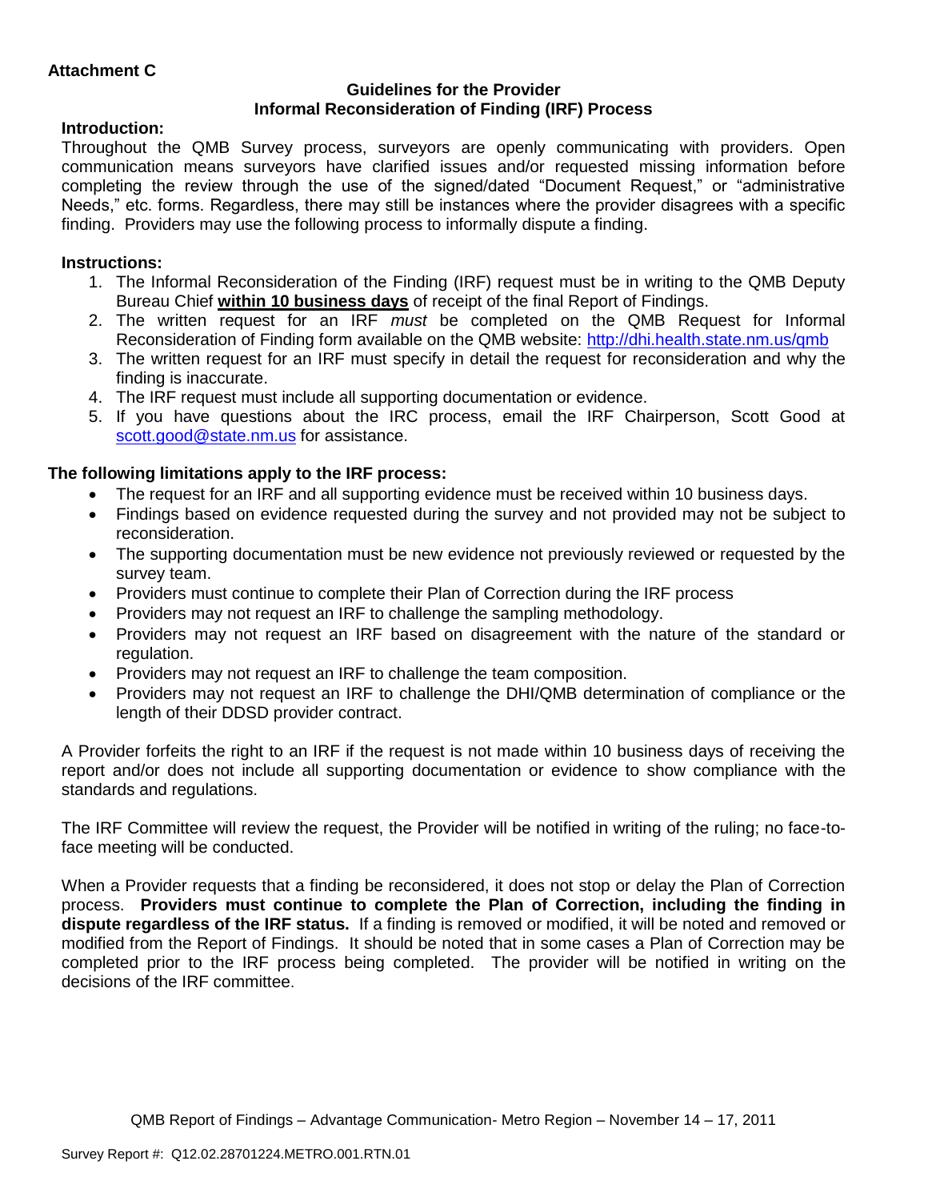**Attachment C**

**Guidelines for the Provider**
**Informal Reconsideration of Finding (IRF) Process**

**Introduction:**

Throughout the QMB Survey process, surveyors are openly communicating with providers. Open communication means surveyors have clarified issues and/or requested missing information before completing the review through the use of the signed/dated "Document Request," or "administrative Needs," etc. forms. Regardless, there may still be instances where the provider disagrees with a specific finding. Providers may use the following process to informally dispute a finding.

**Instructions:**

1. The Informal Reconsideration of the Finding (IRF) request must be in writing to the QMB Deputy Bureau Chief **within 10 business days** of receipt of the final Report of Findings.
2. The written request for an IRF *must* be completed on the QMB Request for Informal Reconsideration of Finding form available on the QMB website: http://dhi.health.state.nm.us/qmb
3. The written request for an IRF must specify in detail the request for reconsideration and why the finding is inaccurate.
4. The IRF request must include all supporting documentation or evidence.
5. If you have questions about the IRC process, email the IRF Chairperson, Scott Good at scott.good@state.nm.us for assistance.

**The following limitations apply to the IRF process:**

- The request for an IRF and all supporting evidence must be received within 10 business days.
- Findings based on evidence requested during the survey and not provided may not be subject to reconsideration.
- The supporting documentation must be new evidence not previously reviewed or requested by the survey team.
- Providers must continue to complete their Plan of Correction during the IRF process
- Providers may not request an IRF to challenge the sampling methodology.
- Providers may not request an IRF based on disagreement with the nature of the standard or regulation.
- Providers may not request an IRF to challenge the team composition.
- Providers may not request an IRF to challenge the DHI/QMB determination of compliance or the length of their DDSD provider contract.

A Provider forfeits the right to an IRF if the request is not made within 10 business days of receiving the report and/or does not include all supporting documentation or evidence to show compliance with the standards and regulations.

The IRF Committee will review the request, the Provider will be notified in writing of the ruling; no face-to-face meeting will be conducted.

When a Provider requests that a finding be reconsidered, it does not stop or delay the Plan of Correction process. **Providers must continue to complete the Plan of Correction, including the finding in dispute regardless of the IRF status.** If a finding is removed or modified, it will be noted and removed or modified from the Report of Findings. It should be noted that in some cases a Plan of Correction may be completed prior to the IRF process being completed. The provider will be notified in writing on the decisions of the IRF committee.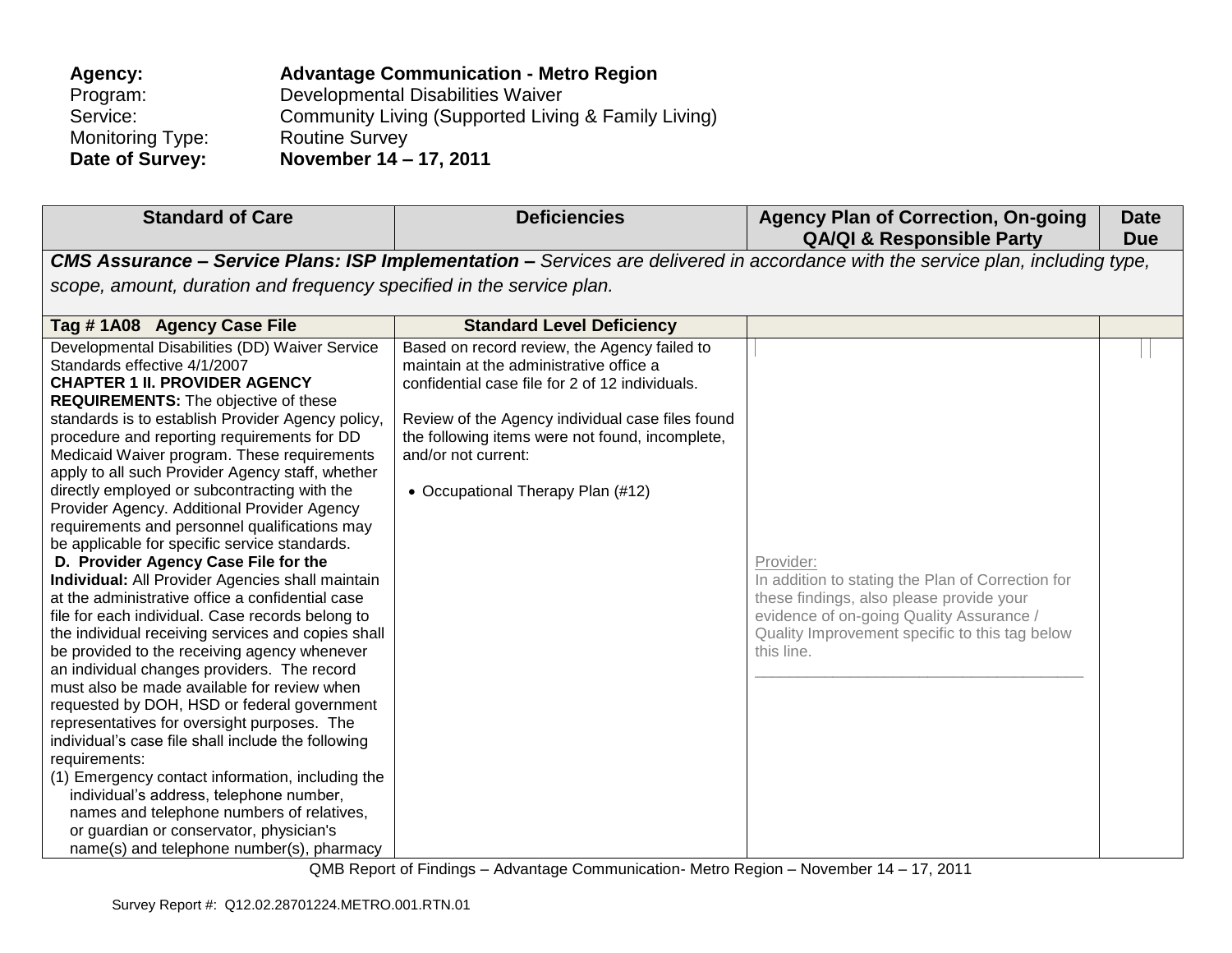**Agency:** **Advantage Communication - Metro Region**
Program: Developmental Disabilities Waiver
Service: Community Living (Supported Living & Family Living)
Monitoring Type: Routine Survey
**Date of Survey:** **November 14 – 17, 2011**

| Standard of Care | Deficiencies | Agency Plan of Correction, On-going QA/QI & Responsible Party | Date Due |
|---|---|---|---|
| ***CMS Assurance – Service Plans: ISP Implementation –** Services are delivered in accordance with the service plan, including type, scope, amount, duration and frequency specified in the service plan.* | | | |
| **Tag # 1A08 Agency Case File** | **Standard Level Deficiency** | | |
| Developmental Disabilities (DD) Waiver Service Standards effective 4/1/2007<br>**CHAPTER 1 II. PROVIDER AGENCY REQUIREMENTS:** The objective of these standards is to establish Provider Agency policy, procedure and reporting requirements for DD Medicaid Waiver program. These requirements apply to all such Provider Agency staff, whether directly employed or subcontracting with the Provider Agency. Additional Provider Agency requirements and personnel qualifications may be applicable for specific service standards.<br>**D. Provider Agency Case File for the Individual:** All Provider Agencies shall maintain at the administrative office a confidential case file for each individual. Case records belong to the individual receiving services and copies shall be provided to the receiving agency whenever an individual changes providers. The record must also be made available for review when requested by DOH, HSD or federal government representatives for oversight purposes. The individual's case file shall include the following requirements:<br>(1) Emergency contact information, including the individual's address, telephone number, names and telephone numbers of relatives, or guardian or conservator, physician's name(s) and telephone number(s), pharmacy | Based on record review, the Agency failed to maintain at the administrative office a confidential case file for 2 of 12 individuals.<br><br>Review of the Agency individual case files found the following items were not found, incomplete, and/or not current:<br><br>• Occupational Therapy Plan (#12) | Provider:<br>In addition to stating the Plan of Correction for these findings, also please provide your evidence of on-going Quality Assurance / Quality Improvement specific to this tag below this line.<br>\_\_\_\_\_\_\_\_\_\_\_\_\_\_\_\_\_\_\_\_\_\_\_\_\_\_\_\_\_\_\_\_\_\_\_\_\_\_ | |

QMB Report of Findings – Advantage Communication- Metro Region – November 14 – 17, 2011

Survey Report #: Q12.02.28701224.METRO.001.RTN.01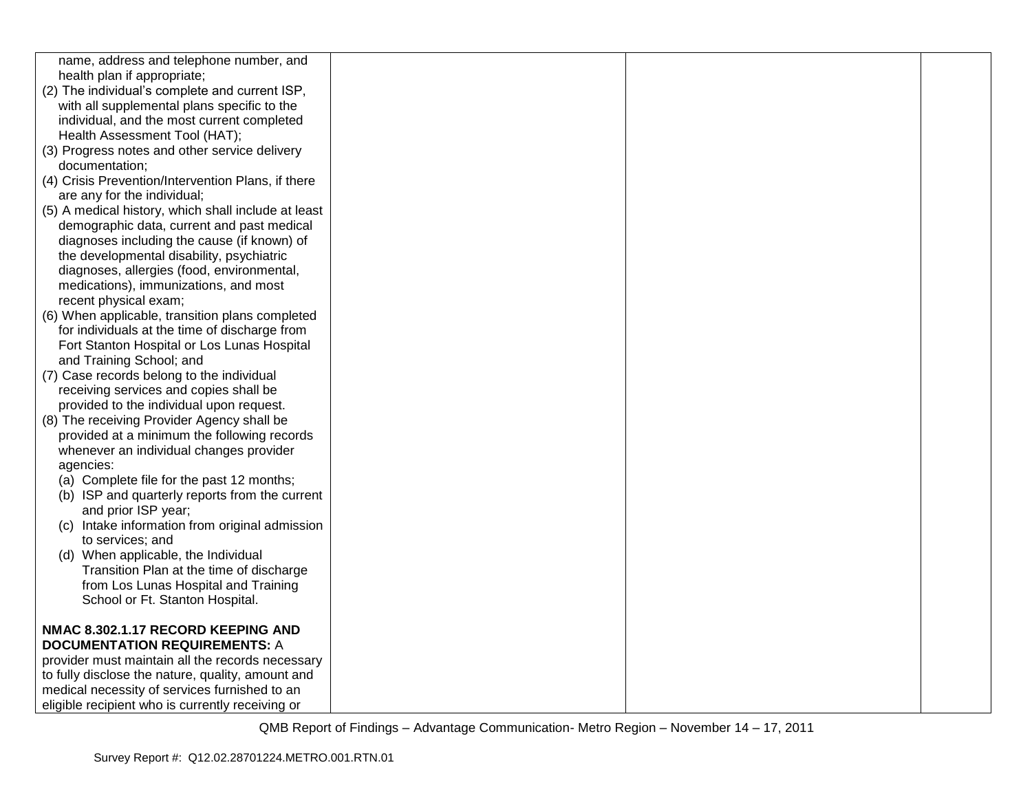| | | | |
|---|---|---|---|
| name, address and telephone number, and health plan if appropriate;<br>(2) The individual's complete and current ISP, with all supplemental plans specific to the individual, and the most current completed Health Assessment Tool (HAT);<br>(3) Progress notes and other service delivery documentation;<br>(4) Crisis Prevention/Intervention Plans, if there are any for the individual;<br>(5) A medical history, which shall include at least demographic data, current and past medical diagnoses including the cause (if known) of the developmental disability, psychiatric diagnoses, allergies (food, environmental, medications), immunizations, and most recent physical exam;<br>(6) When applicable, transition plans completed for individuals at the time of discharge from Fort Stanton Hospital or Los Lunas Hospital and Training School; and<br>(7) Case records belong to the individual receiving services and copies shall be provided to the individual upon request.<br>(8) The receiving Provider Agency shall be provided at a minimum the following records whenever an individual changes provider agencies:<br>(a) Complete file for the past 12 months;<br>(b) ISP and quarterly reports from the current and prior ISP year;<br>(c) Intake information from original admission to services; and<br>(d) When applicable, the Individual Transition Plan at the time of discharge from Los Lunas Hospital and Training School or Ft. Stanton Hospital.<br><br>**NMAC 8.302.1.17 RECORD KEEPING AND DOCUMENTATION REQUIREMENTS:** A provider must maintain all the records necessary to fully disclose the nature, quality, amount and medical necessity of services furnished to an eligible recipient who is currently receiving or | | | |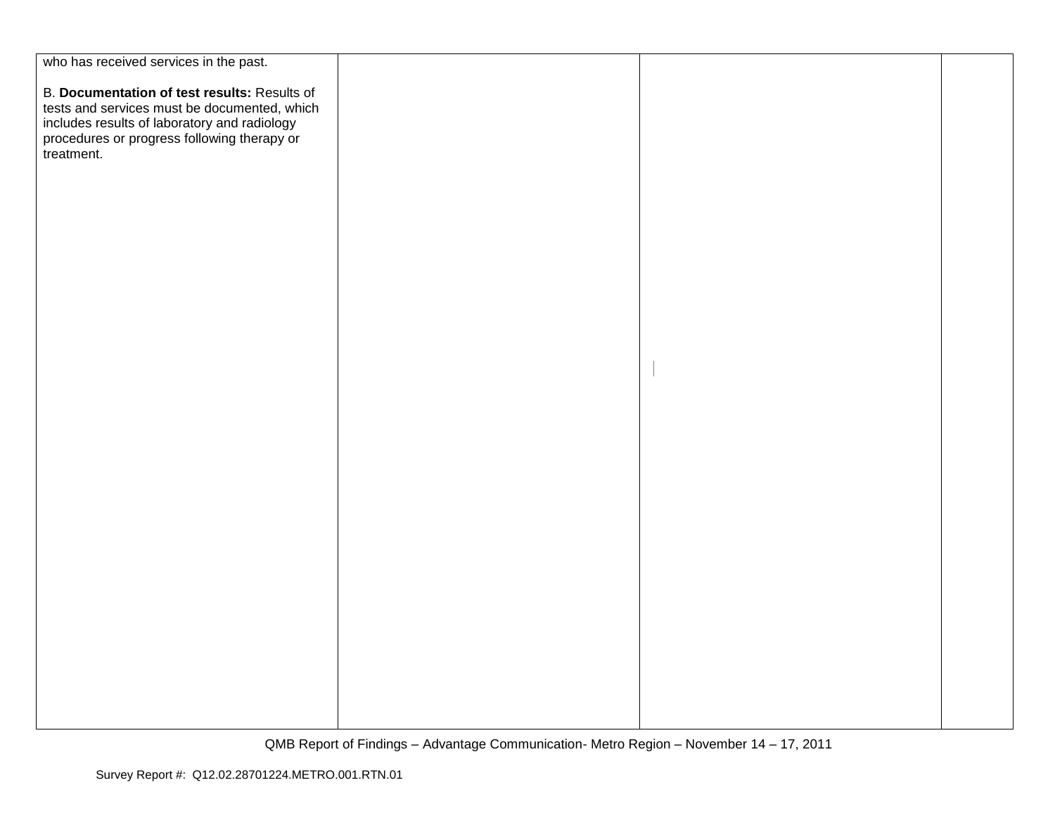| | | | |
|---|---|---|---|
| who has received services in the past.<br><br>B. **Documentation of test results:** Results of tests and services must be documented, which includes results of laboratory and radiology procedures or progress following therapy or treatment. | | | |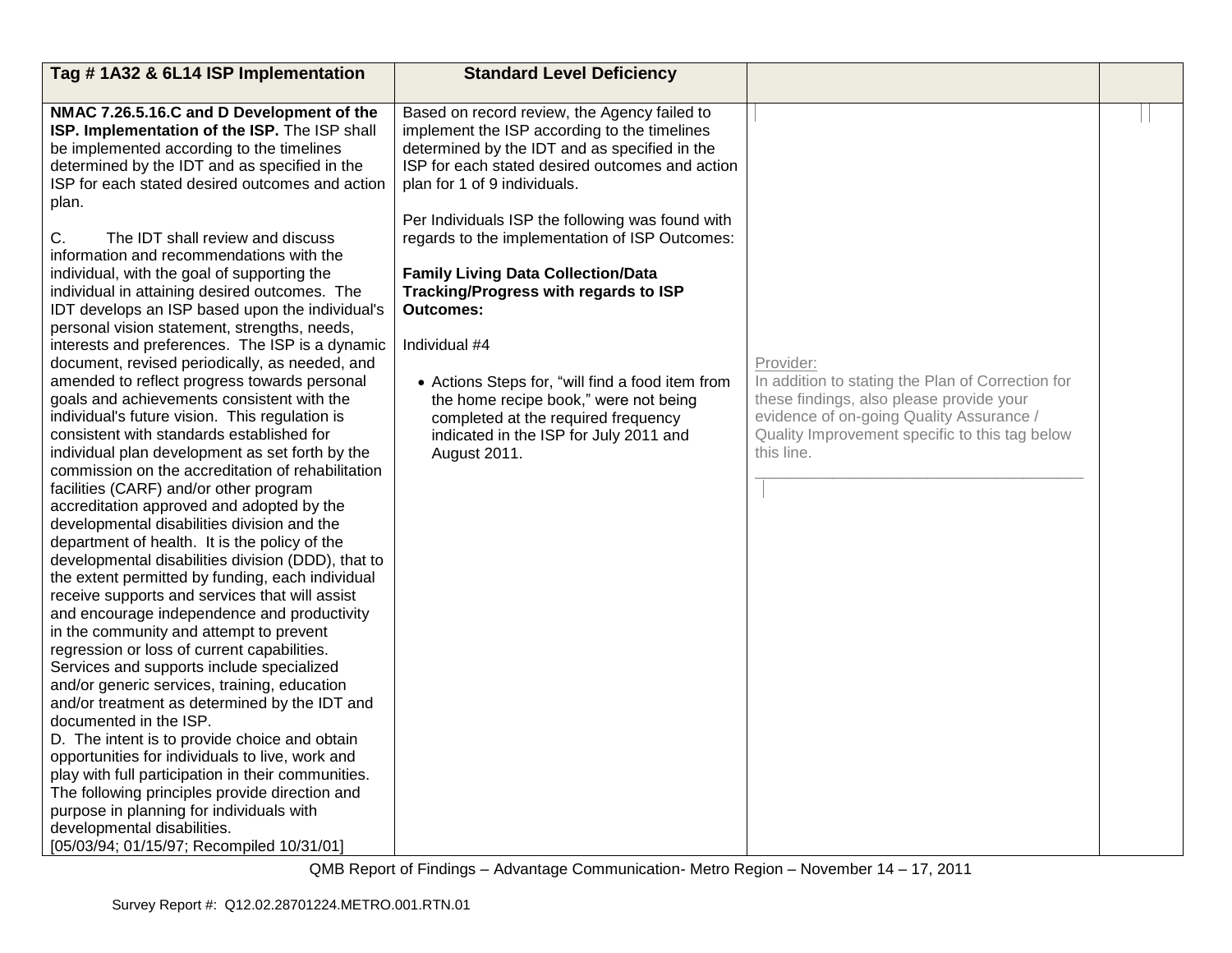| Tag # 1A32 & 6L14 ISP Implementation | Standard Level Deficiency | | |
|---|---|---|---|
| **NMAC 7.26.5.16.C and D Development of the ISP. Implementation of the ISP.** The ISP shall be implemented according to the timelines determined by the IDT and as specified in the ISP for each stated desired outcomes and action plan.<br><br>C. The IDT shall review and discuss information and recommendations with the individual, with the goal of supporting the individual in attaining desired outcomes. The IDT develops an ISP based upon the individual's personal vision statement, strengths, needs, interests and preferences. The ISP is a dynamic document, revised periodically, as needed, and amended to reflect progress towards personal goals and achievements consistent with the individual's future vision. This regulation is consistent with standards established for individual plan development as set forth by the commission on the accreditation of rehabilitation facilities (CARF) and/or other program accreditation approved and adopted by the developmental disabilities division and the department of health. It is the policy of the developmental disabilities division (DDD), that to the extent permitted by funding, each individual receive supports and services that will assist and encourage independence and productivity in the community and attempt to prevent regression or loss of current capabilities. Services and supports include specialized and/or generic services, training, education and/or treatment as determined by the IDT and documented in the ISP.<br>D. The intent is to provide choice and obtain opportunities for individuals to live, work and play with full participation in their communities. The following principles provide direction and purpose in planning for individuals with developmental disabilities.<br>[05/03/94; 01/15/97; Recompiled 10/31/01] | Based on record review, the Agency failed to implement the ISP according to the timelines determined by the IDT and as specified in the ISP for each stated desired outcomes and action plan for 1 of 9 individuals.<br><br>Per Individuals ISP the following was found with regards to the implementation of ISP Outcomes:<br><br>**Family Living Data Collection/Data Tracking/Progress with regards to ISP Outcomes:**<br><br>Individual #4<br><br>• Actions Steps for, "will find a food item from the home recipe book," were not being completed at the required frequency indicated in the ISP for July 2011 and August 2011. | Provider:<br>In addition to stating the Plan of Correction for these findings, also please provide your evidence of on-going Quality Assurance / Quality Improvement specific to this tag below this line.<br>_______________________________________ | |

QMB Report of Findings – Advantage Communication- Metro Region – November 14 – 17, 2011

Survey Report #: Q12.02.28701224.METRO.001.RTN.01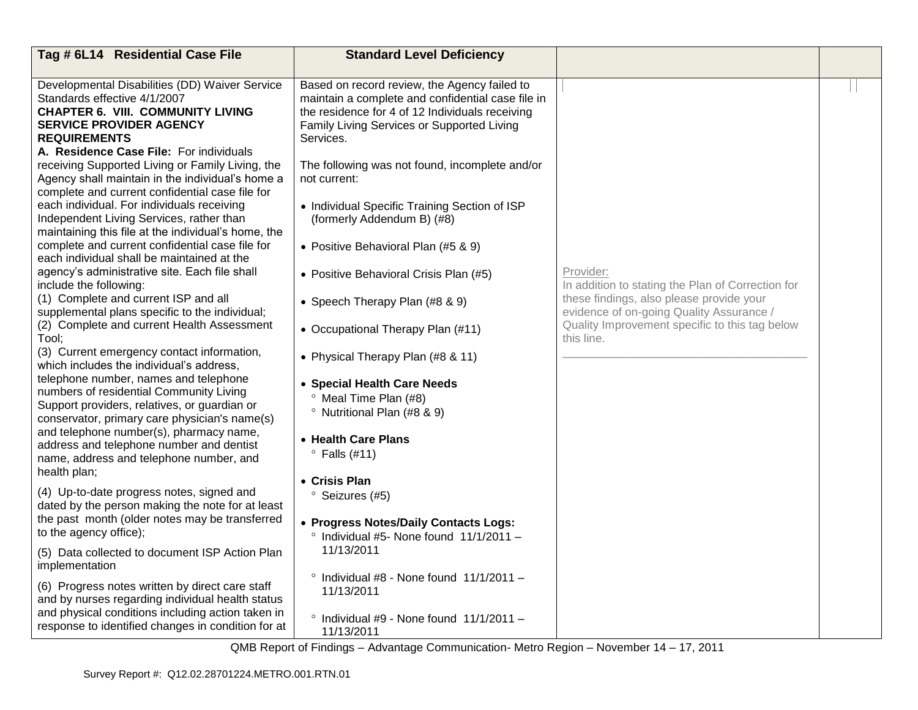| Tag # 6L14 Residential Case File | Standard Level Deficiency | | |
|---|---|---|---|
| Developmental Disabilities (DD) Waiver Service Standards effective 4/1/2007<br>**CHAPTER 6. VIII. COMMUNITY LIVING SERVICE PROVIDER AGENCY REQUIREMENTS**<br>**A. Residence Case File:** For individuals receiving Supported Living or Family Living, the Agency shall maintain in the individual's home a complete and current confidential case file for each individual. For individuals receiving Independent Living Services, rather than maintaining this file at the individual's home, the complete and current confidential case file for each individual shall be maintained at the agency's administrative site. Each file shall include the following:<br>(1) Complete and current ISP and all supplemental plans specific to the individual;<br>(2) Complete and current Health Assessment Tool;<br>(3) Current emergency contact information, which includes the individual's address, telephone number, names and telephone numbers of residential Community Living Support providers, relatives, or guardian or conservator, primary care physician's name(s) and telephone number(s), pharmacy name, address and telephone number and dentist name, address and telephone number, and health plan;<br>(4) Up-to-date progress notes, signed and dated by the person making the note for at least the past month (older notes may be transferred to the agency office);<br>(5) Data collected to document ISP Action Plan implementation<br>(6) Progress notes written by direct care staff and by nurses regarding individual health status and physical conditions including action taken in response to identified changes in condition for at | Based on record review, the Agency failed to maintain a complete and confidential case file in the residence for 4 of 12 Individuals receiving Family Living Services or Supported Living Services.<br><br>The following was not found, incomplete and/or not current:<br><br>• Individual Specific Training Section of ISP (formerly Addendum B) (#8)<br>• Positive Behavioral Plan (#5 & 9)<br>• Positive Behavioral Crisis Plan (#5)<br>• Speech Therapy Plan (#8 & 9)<br>• Occupational Therapy Plan (#11)<br>• Physical Therapy Plan (#8 & 11)<br>• **Special Health Care Needs**<br>° Meal Time Plan (#8)<br>° Nutritional Plan (#8 & 9)<br>• **Health Care Plans**<br>° Falls (#11)<br>• **Crisis Plan**<br>° Seizures (#5)<br>• **Progress Notes/Daily Contacts Logs:**<br>° Individual #5- None found 11/1/2011 – 11/13/2011<br>° Individual #8 - None found 11/1/2011 – 11/13/2011<br>° Individual #9 - None found 11/1/2011 – 11/13/2011 | Provider:<br>In addition to stating the Plan of Correction for these findings, also please provide your evidence of on-going Quality Assurance / Quality Improvement specific to this tag below this line.<br>\_\_\_\_\_\_\_\_\_\_\_\_\_\_\_\_\_\_\_\_\_\_\_\_\_\_\_\_\_\_\_\_\_\_\_\_\_\_\_\_ | |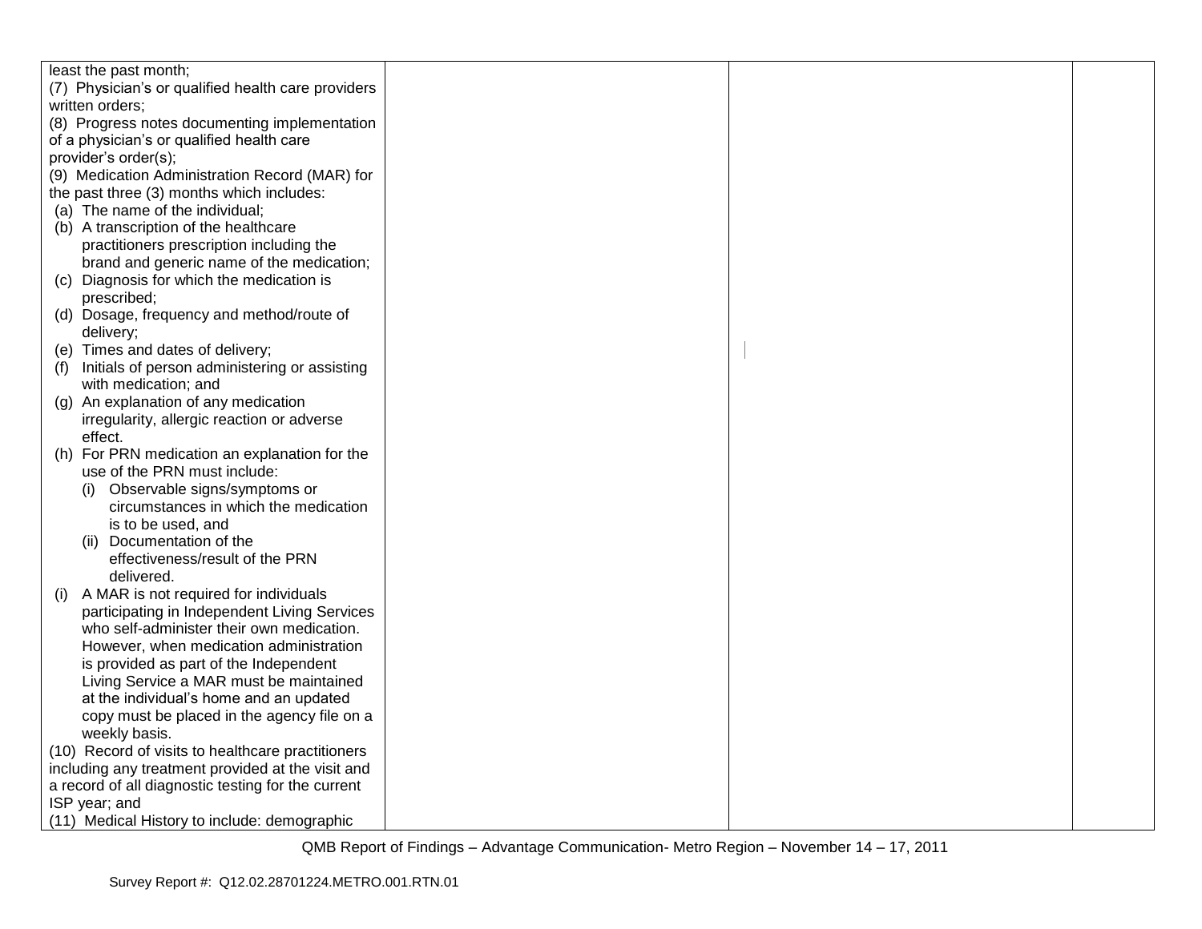| | | | |
|---|---|---|---|
| least the past month;<br>(7) Physician's or qualified health care providers written orders;<br>(8) Progress notes documenting implementation of a physician's or qualified health care provider's order(s);<br>(9) Medication Administration Record (MAR) for the past three (3) months which includes:<br>(a) The name of the individual;<br>(b) A transcription of the healthcare practitioners prescription including the brand and generic name of the medication;<br>(c) Diagnosis for which the medication is prescribed;<br>(d) Dosage, frequency and method/route of delivery;<br>(e) Times and dates of delivery;<br>(f) Initials of person administering or assisting with medication; and<br>(g) An explanation of any medication irregularity, allergic reaction or adverse effect.<br>(h) For PRN medication an explanation for the use of the PRN must include:<br>(i) Observable signs/symptoms or circumstances in which the medication is to be used, and<br>(ii) Documentation of the effectiveness/result of the PRN delivered.<br>(i) A MAR is not required for individuals participating in Independent Living Services who self-administer their own medication. However, when medication administration is provided as part of the Independent Living Service a MAR must be maintained at the individual's home and an updated copy must be placed in the agency file on a weekly basis.<br>(10) Record of visits to healthcare practitioners including any treatment provided at the visit and a record of all diagnostic testing for the current ISP year; and<br>(11) Medical History to include: demographic | | | |

QMB Report of Findings – Advantage Communication- Metro Region – November 14 – 17, 2011

Survey Report #: Q12.02.28701224.METRO.001.RTN.01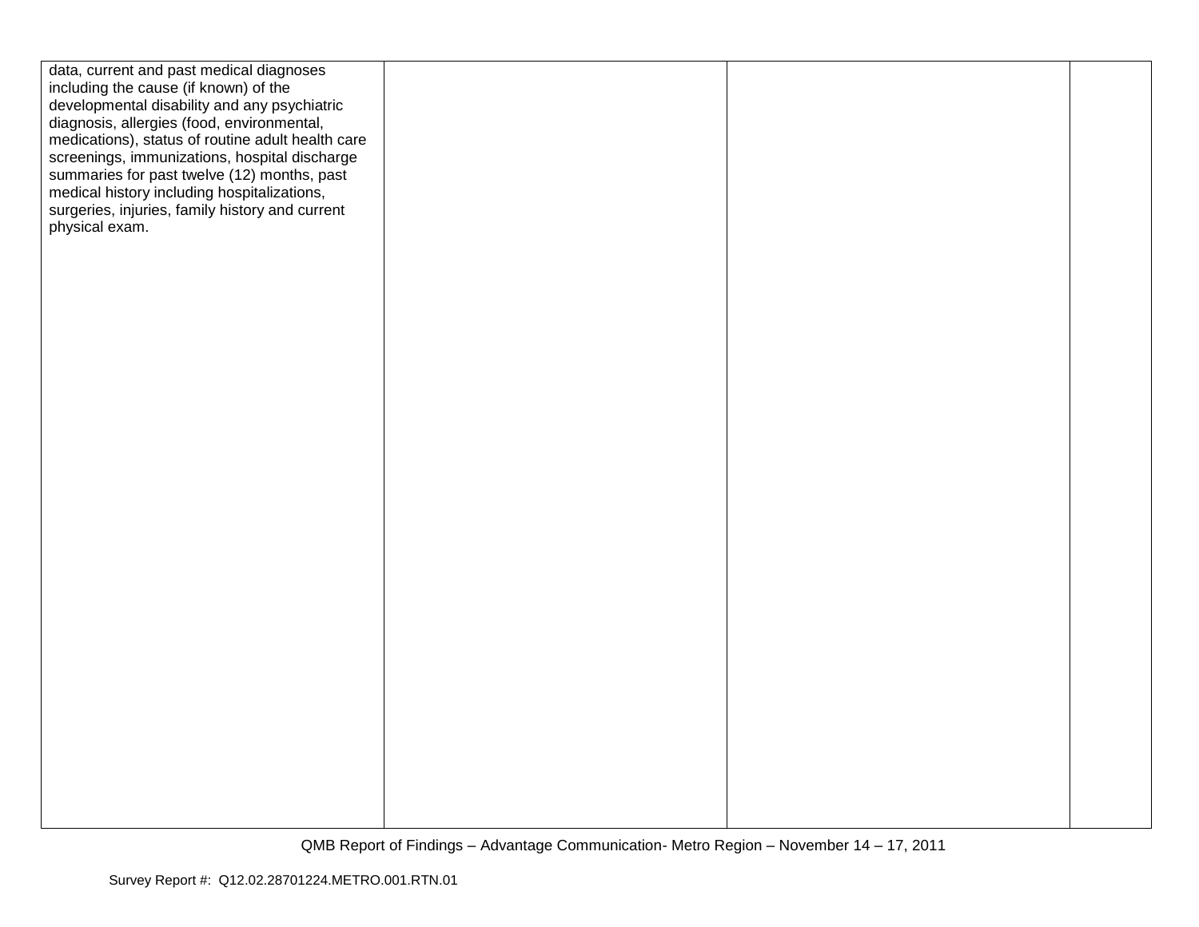| | | | |
|---|---|---|---|
| data, current and past medical diagnoses including the cause (if known) of the developmental disability and any psychiatric diagnosis, allergies (food, environmental, medications), status of routine adult health care screenings, immunizations, hospital discharge summaries for past twelve (12) months, past medical history including hospitalizations, surgeries, injuries, family history and current physical exam. | | | |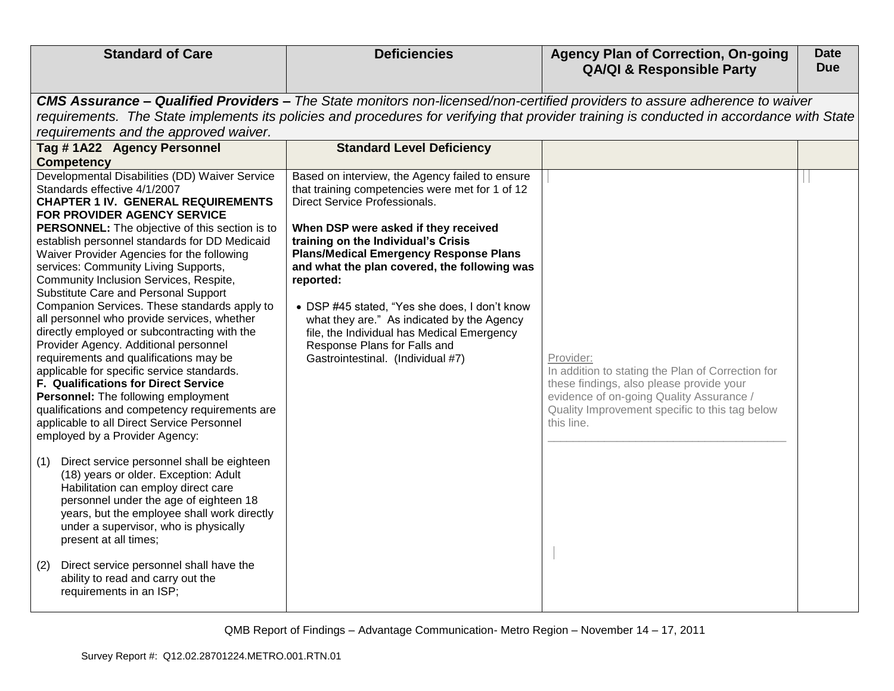| Standard of Care | Deficiencies | Agency Plan of Correction, On-going QA/QI & Responsible Party | Date Due |
|---|---|---|---|
| ***CMS Assurance – Qualified Providers –*** *The State monitors non-licensed/non-certified providers to assure adherence to waiver requirements. The State implements its policies and procedures for verifying that provider training is conducted in accordance with State requirements and the approved waiver.* | | | |
| **Tag # 1A22 Agency Personnel Competency** | **Standard Level Deficiency** | | |
| Developmental Disabilities (DD) Waiver Service Standards effective 4/1/2007<br>**CHAPTER 1 IV. GENERAL REQUIREMENTS FOR PROVIDER AGENCY SERVICE PERSONNEL:** The objective of this section is to establish personnel standards for DD Medicaid Waiver Provider Agencies for the following services: Community Living Supports, Community Inclusion Services, Respite, Substitute Care and Personal Support Companion Services. These standards apply to all personnel who provide services, whether directly employed or subcontracting with the Provider Agency. Additional personnel requirements and qualifications may be applicable for specific service standards.<br>**F. Qualifications for Direct Service Personnel:** The following employment qualifications and competency requirements are applicable to all Direct Service Personnel employed by a Provider Agency:<br><br>(1) Direct service personnel shall be eighteen (18) years or older. Exception: Adult Habilitation can employ direct care personnel under the age of eighteen 18 years, but the employee shall work directly under a supervisor, who is physically present at all times;<br><br>(2) Direct service personnel shall have the ability to read and carry out the requirements in an ISP; | Based on interview, the Agency failed to ensure that training competencies were met for 1 of 12 Direct Service Professionals.<br><br>**When DSP were asked if they received training on the Individual's Crisis Plans/Medical Emergency Response Plans and what the plan covered, the following was reported:**<br><br>• DSP #45 stated, "Yes she does, I don't know what they are." As indicated by the Agency file, the Individual has Medical Emergency Response Plans for Falls and Gastrointestinal. (Individual #7) | Provider:<br>In addition to stating the Plan of Correction for these findings, also please provide your evidence of on-going Quality Assurance / Quality Improvement specific to this tag below this line.<br>_______________________________________ | |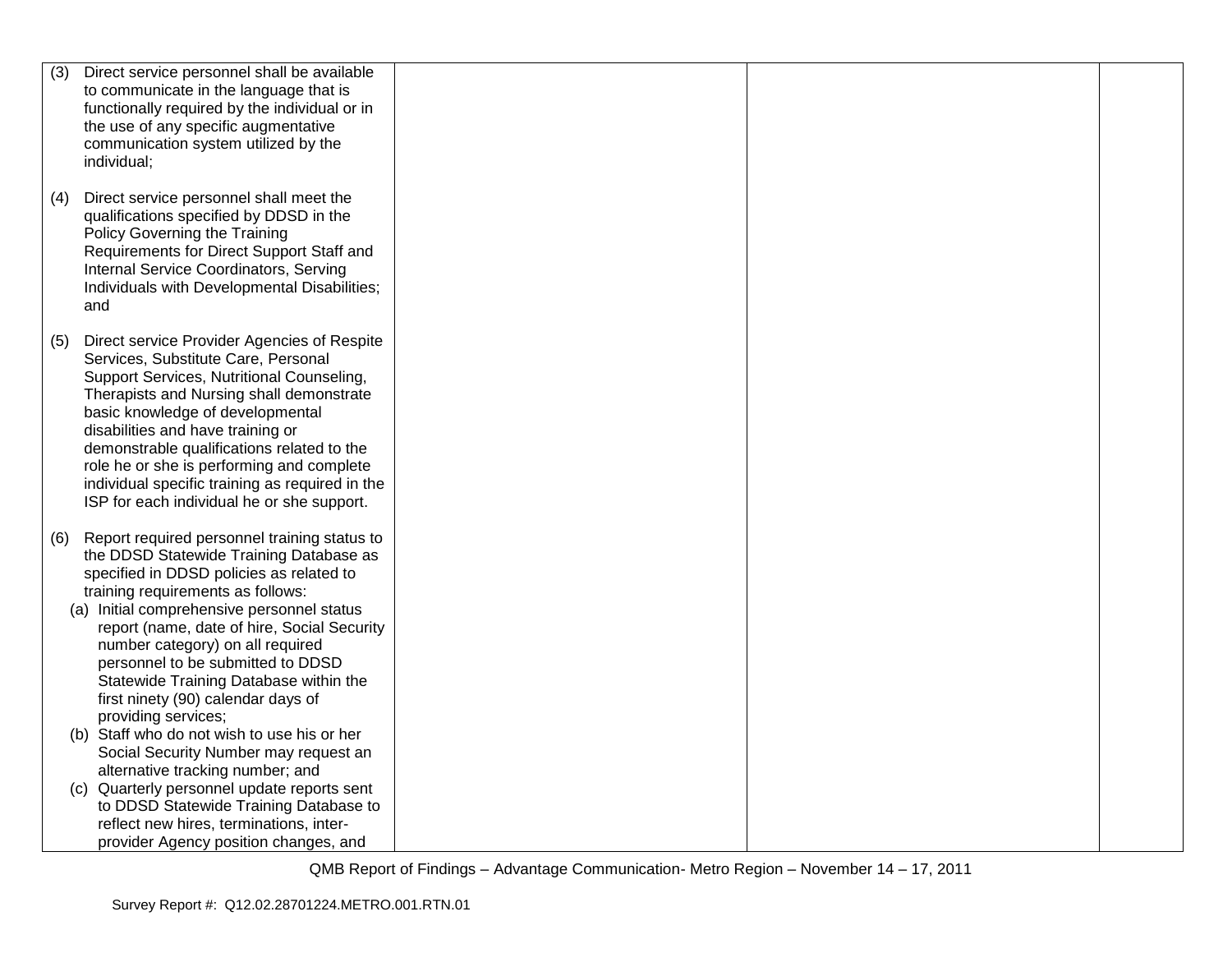| | | | |
|---|---|---|---|
| (3) Direct service personnel shall be available to communicate in the language that is functionally required by the individual or in the use of any specific augmentative communication system utilized by the individual;<br><br>(4) Direct service personnel shall meet the qualifications specified by DDSD in the Policy Governing the Training Requirements for Direct Support Staff and Internal Service Coordinators, Serving Individuals with Developmental Disabilities; and<br><br>(5) Direct service Provider Agencies of Respite Services, Substitute Care, Personal Support Services, Nutritional Counseling, Therapists and Nursing shall demonstrate basic knowledge of developmental disabilities and have training or demonstrable qualifications related to the role he or she is performing and complete individual specific training as required in the ISP for each individual he or she support.<br><br>(6) Report required personnel training status to the DDSD Statewide Training Database as specified in DDSD policies as related to training requirements as follows:<br>(a) Initial comprehensive personnel status report (name, date of hire, Social Security number category) on all required personnel to be submitted to DDSD Statewide Training Database within the first ninety (90) calendar days of providing services;<br>(b) Staff who do not wish to use his or her Social Security Number may request an alternative tracking number; and<br>(c) Quarterly personnel update reports sent to DDSD Statewide Training Database to reflect new hires, terminations, inter-provider Agency position changes, and | | | |

QMB Report of Findings – Advantage Communication- Metro Region – November 14 – 17, 2011

Survey Report #: Q12.02.28701224.METRO.001.RTN.01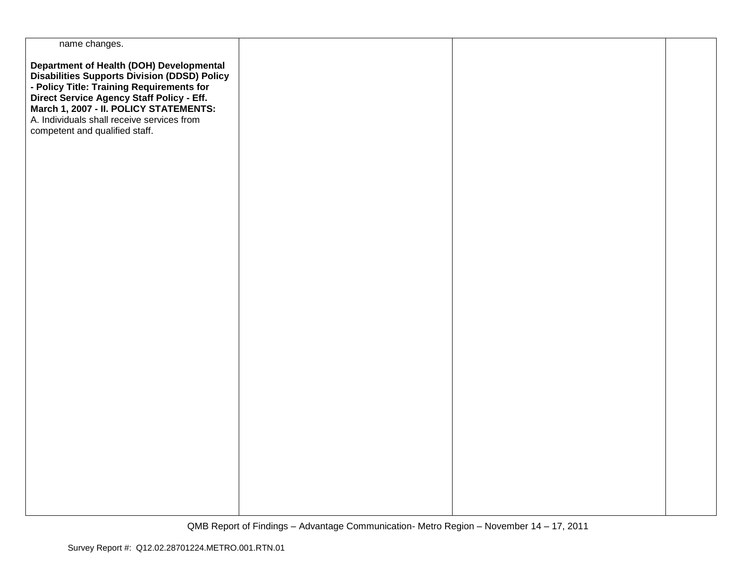| | | | |
|---|---|---|---|
| name changes.<br><br>**Department of Health (DOH) Developmental Disabilities Supports Division (DDSD) Policy - Policy Title: Training Requirements for Direct Service Agency Staff Policy - Eff. March 1, 2007 - II. POLICY STATEMENTS:**<br>A. Individuals shall receive services from competent and qualified staff. | | | |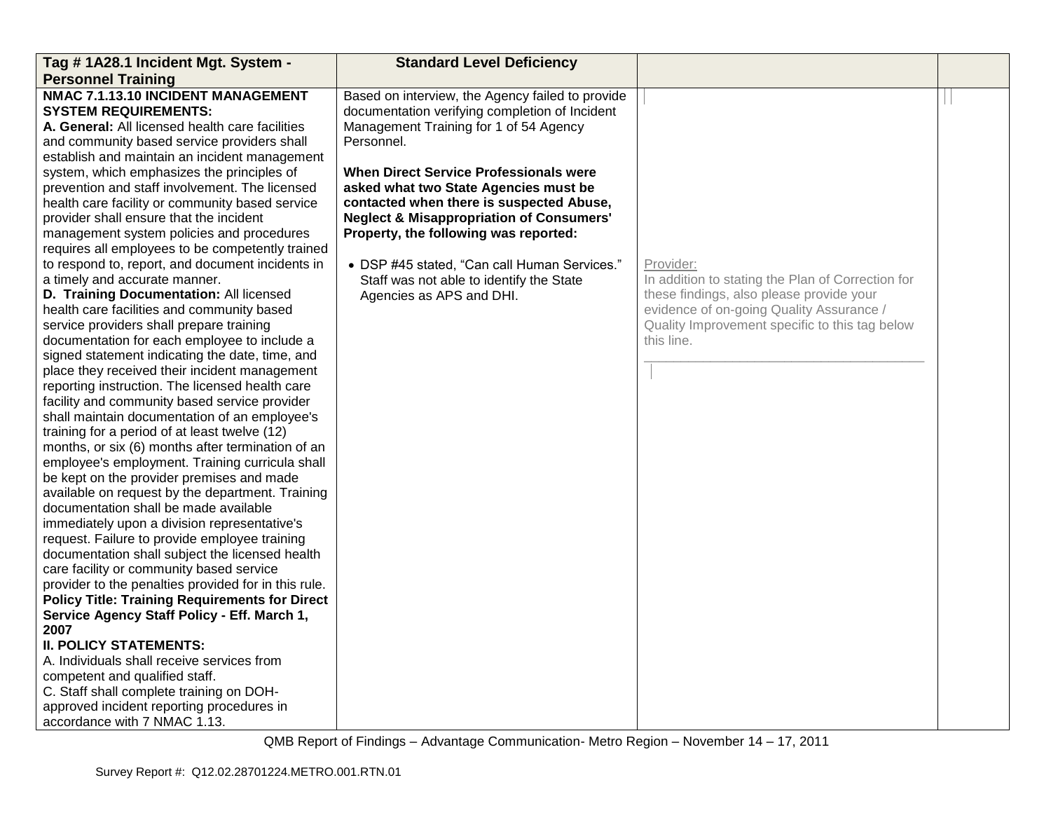| Tag # 1A28.1 Incident Mgt. System - Personnel Training | Standard Level Deficiency | | |
|---|---|---|---|
| **NMAC 7.1.13.10 INCIDENT MANAGEMENT SYSTEM REQUIREMENTS:**<br>**A. General:** All licensed health care facilities and community based service providers shall establish and maintain an incident management system, which emphasizes the principles of prevention and staff involvement. The licensed health care facility or community based service provider shall ensure that the incident management system policies and procedures requires all employees to be competently trained to respond to, report, and document incidents in a timely and accurate manner.<br>**D. Training Documentation:** All licensed health care facilities and community based service providers shall prepare training documentation for each employee to include a signed statement indicating the date, time, and place they received their incident management reporting instruction. The licensed health care facility and community based service provider shall maintain documentation of an employee's training for a period of at least twelve (12) months, or six (6) months after termination of an employee's employment. Training curricula shall be kept on the provider premises and made available on request by the department. Training documentation shall be made available immediately upon a division representative's request. Failure to provide employee training documentation shall subject the licensed health care facility or community based service provider to the penalties provided for in this rule.<br>**Policy Title: Training Requirements for Direct Service Agency Staff Policy - Eff. March 1, 2007**<br>**II. POLICY STATEMENTS:**<br>A. Individuals shall receive services from competent and qualified staff.<br>C. Staff shall complete training on DOH-approved incident reporting procedures in accordance with 7 NMAC 1.13. | Based on interview, the Agency failed to provide documentation verifying completion of Incident Management Training for 1 of 54 Agency Personnel.<br><br>**When Direct Service Professionals were asked what two State Agencies must be contacted when there is suspected Abuse, Neglect & Misappropriation of Consumers' Property, the following was reported:**<br><br>• DSP #45 stated, "Can call Human Services." Staff was not able to identify the State Agencies as APS and DHI. | Provider:<br>In addition to stating the Plan of Correction for these findings, also please provide your evidence of on-going Quality Assurance / Quality Improvement specific to this tag below this line.<br>\_\_\_\_\_\_\_\_\_\_\_\_\_\_\_\_\_\_\_\_\_\_\_\_\_\_\_\_\_\_\_\_\_\_\_\_\_\_\_\_ | |

QMB Report of Findings – Advantage Communication- Metro Region – November 14 – 17, 2011

Survey Report #: Q12.02.28701224.METRO.001.RTN.01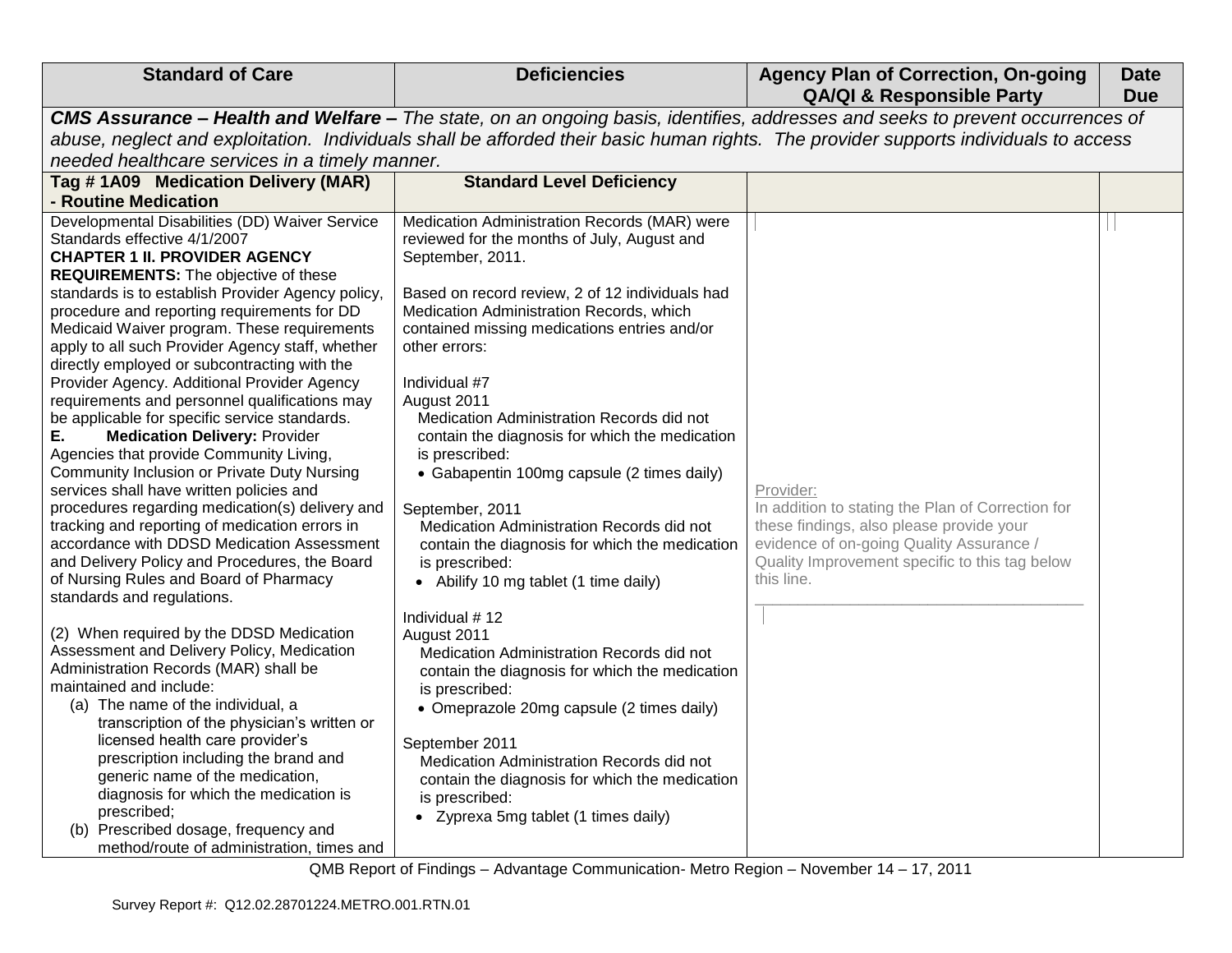| Standard of Care | Deficiencies | Agency Plan of Correction, On-going QA/QI & Responsible Party | Date Due |
|---|---|---|---|
| ***CMS Assurance – Health and Welfare –*** *The state, on an ongoing basis, identifies, addresses and seeks to prevent occurrences of abuse, neglect and exploitation. Individuals shall be afforded their basic human rights. The provider supports individuals to access needed healthcare services in a timely manner.* | | | |
| **Tag # 1A09 Medication Delivery (MAR) - Routine Medication** | **Standard Level Deficiency** | | |
| Developmental Disabilities (DD) Waiver Service Standards effective 4/1/2007<br>**CHAPTER 1 II. PROVIDER AGENCY REQUIREMENTS:** The objective of these standards is to establish Provider Agency policy, procedure and reporting requirements for DD Medicaid Waiver program. These requirements apply to all such Provider Agency staff, whether directly employed or subcontracting with the Provider Agency. Additional Provider Agency requirements and personnel qualifications may be applicable for specific service standards.<br>**E. Medication Delivery:** Provider Agencies that provide Community Living, Community Inclusion or Private Duty Nursing services shall have written policies and procedures regarding medication(s) delivery and tracking and reporting of medication errors in accordance with DDSD Medication Assessment and Delivery Policy and Procedures, the Board of Nursing Rules and Board of Pharmacy standards and regulations.<br><br>(2) When required by the DDSD Medication Assessment and Delivery Policy, Medication Administration Records (MAR) shall be maintained and include:<br>(a) The name of the individual, a transcription of the physician's written or licensed health care provider's prescription including the brand and generic name of the medication, diagnosis for which the medication is prescribed;<br>(b) Prescribed dosage, frequency and method/route of administration, times and | Medication Administration Records (MAR) were reviewed for the months of July, August and September, 2011.<br><br>Based on record review, 2 of 12 individuals had Medication Administration Records, which contained missing medications entries and/or other errors:<br><br>Individual #7<br>August 2011<br>Medication Administration Records did not contain the diagnosis for which the medication is prescribed:<br>• Gabapentin 100mg capsule (2 times daily)<br><br>September, 2011<br>Medication Administration Records did not contain the diagnosis for which the medication is prescribed:<br>• Abilify 10 mg tablet (1 time daily)<br><br>Individual # 12<br>August 2011<br>Medication Administration Records did not contain the diagnosis for which the medication is prescribed:<br>• Omeprazole 20mg capsule (2 times daily)<br><br>September 2011<br>Medication Administration Records did not contain the diagnosis for which the medication is prescribed:<br>• Zyprexa 5mg tablet (1 times daily) | Provider:<br>In addition to stating the Plan of Correction for these findings, also please provide your evidence of on-going Quality Assurance / Quality Improvement specific to this tag below this line.<br>\_\_\_\_\_\_\_\_\_\_\_\_\_\_\_\_\_\_\_\_\_\_\_\_\_\_\_\_\_\_\_\_\_\_\_\_\_\_ | |

QMB Report of Findings – Advantage Communication- Metro Region – November 14 – 17, 2011

Survey Report #: Q12.02.28701224.METRO.001.RTN.01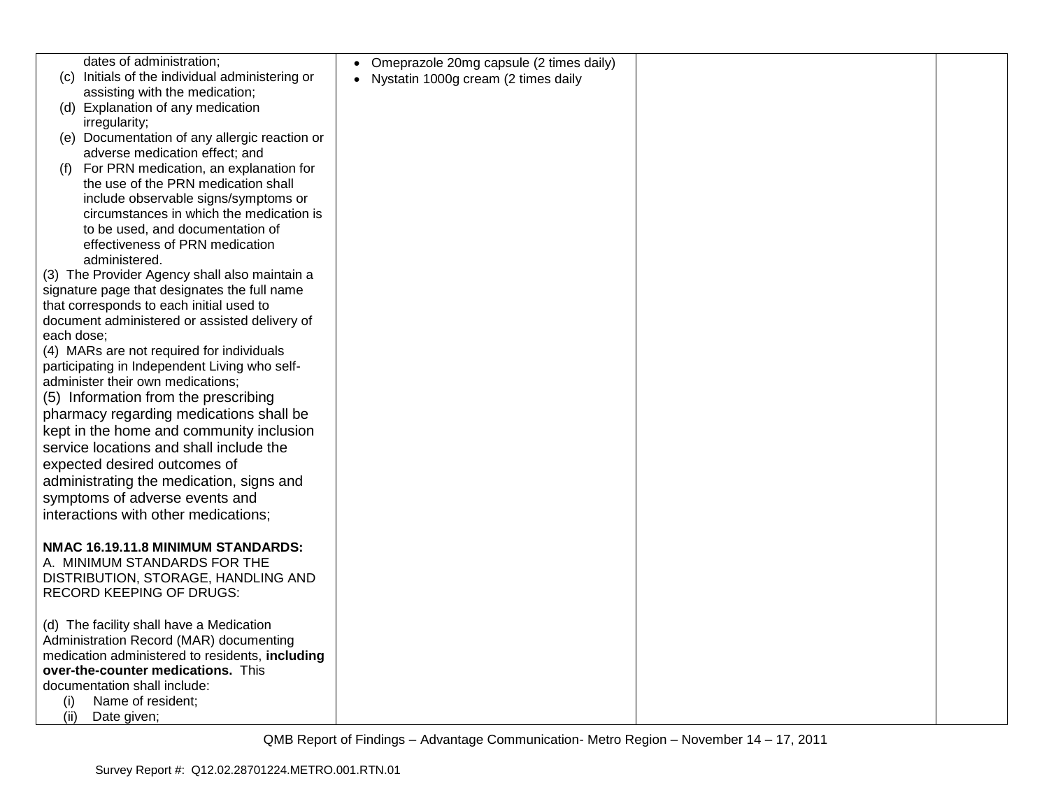| | | | |
|---|---|---|---|
| dates of administration;<br>(c) Initials of the individual administering or assisting with the medication;<br>(d) Explanation of any medication irregularity;<br>(e) Documentation of any allergic reaction or adverse medication effect; and<br>(f) For PRN medication, an explanation for the use of the PRN medication shall include observable signs/symptoms or circumstances in which the medication is to be used, and documentation of effectiveness of PRN medication administered.<br>(3) The Provider Agency shall also maintain a signature page that designates the full name that corresponds to each initial used to document administered or assisted delivery of each dose;<br>(4) MARs are not required for individuals participating in Independent Living who self-administer their own medications;<br>(5) Information from the prescribing pharmacy regarding medications shall be kept in the home and community inclusion service locations and shall include the expected desired outcomes of administrating the medication, signs and symptoms of adverse events and interactions with other medications;<br><br>**NMAC 16.19.11.8 MINIMUM STANDARDS:**<br>A. MINIMUM STANDARDS FOR THE DISTRIBUTION, STORAGE, HANDLING AND RECORD KEEPING OF DRUGS:<br><br>(d) The facility shall have a Medication Administration Record (MAR) documenting medication administered to residents, **including over-the-counter medications.** This documentation shall include:<br>(i) Name of resident;<br>(ii) Date given; | • Omeprazole 20mg capsule (2 times daily)<br>• Nystatin 1000g cream (2 times daily | | |

QMB Report of Findings – Advantage Communication- Metro Region – November 14 – 17, 2011

Survey Report #: Q12.02.28701224.METRO.001.RTN.01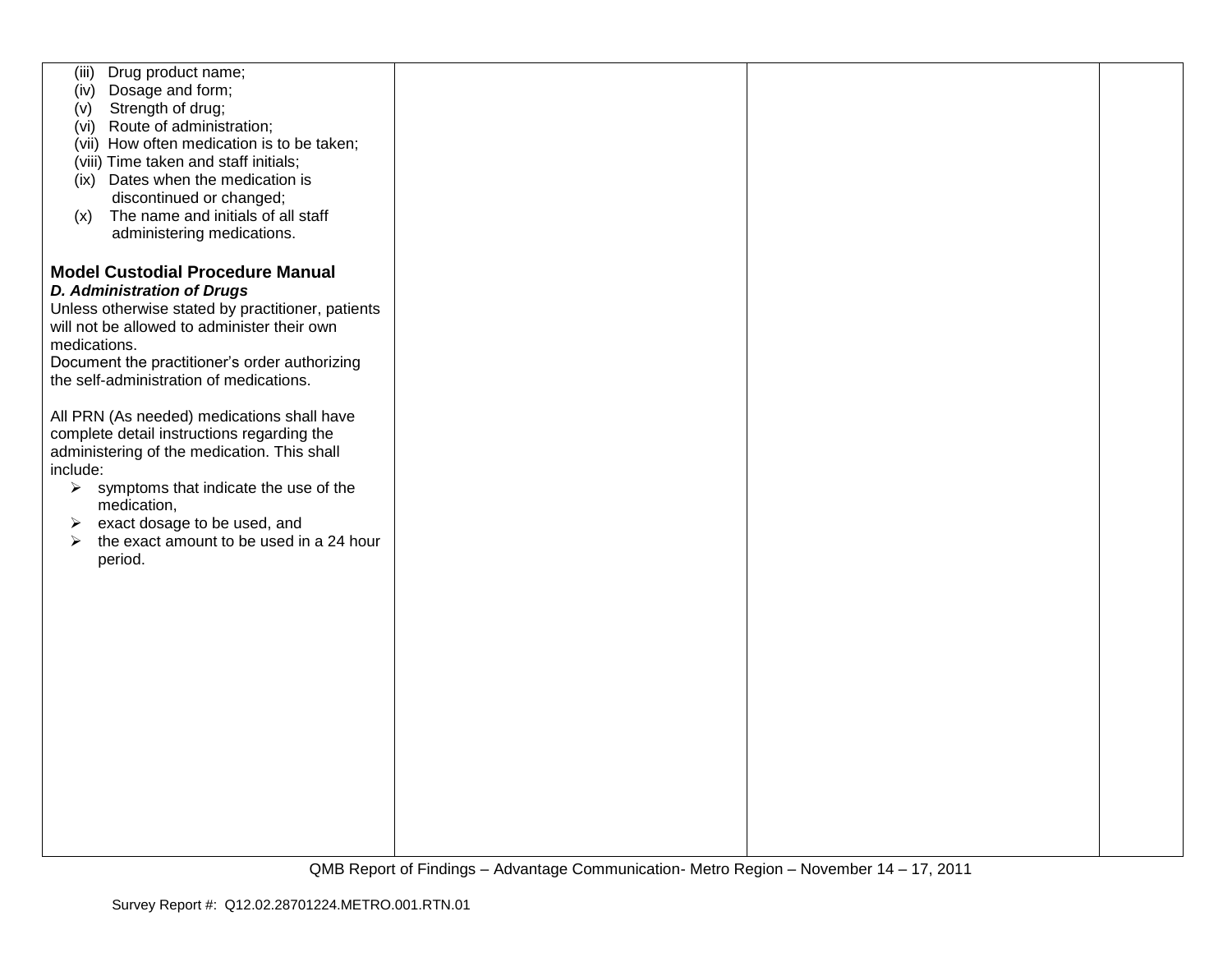| | | | |
|---|---|---|---|
| (iii) Drug product name;<br>(iv) Dosage and form;<br>(v) Strength of drug;<br>(vi) Route of administration;<br>(vii) How often medication is to be taken;<br>(viii) Time taken and staff initials;<br>(ix) Dates when the medication is discontinued or changed;<br>(x) The name and initials of all staff administering medications.<br><br>**Model Custodial Procedure Manual**<br>***D. Administration of Drugs***<br>Unless otherwise stated by practitioner, patients will not be allowed to administer their own medications.<br>Document the practitioner's order authorizing the self-administration of medications.<br><br>All PRN (As needed) medications shall have complete detail instructions regarding the administering of the medication. This shall include:<br>➢ symptoms that indicate the use of the medication,<br>➢ exact dosage to be used, and<br>➢ the exact amount to be used in a 24 hour period. | | | |

QMB Report of Findings – Advantage Communication- Metro Region – November 14 – 17, 2011

Survey Report #: Q12.02.28701224.METRO.001.RTN.01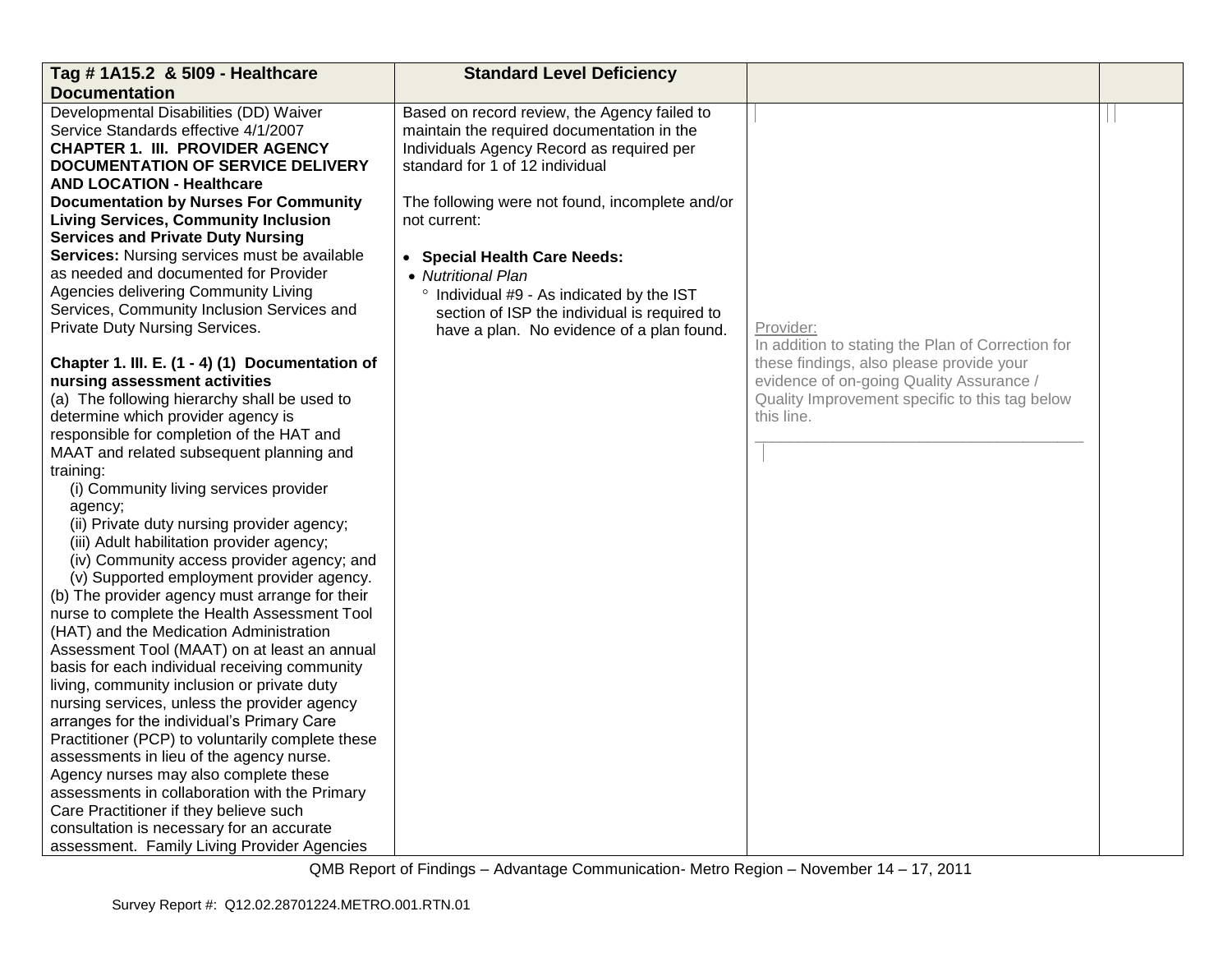| Tag # 1A15.2 & 5I09 - Healthcare Documentation | Standard Level Deficiency | | |
|---|---|---|---|
| Developmental Disabilities (DD) Waiver Service Standards effective 4/1/2007<br>**CHAPTER 1. III. PROVIDER AGENCY DOCUMENTATION OF SERVICE DELIVERY AND LOCATION - Healthcare Documentation by Nurses For Community Living Services, Community Inclusion Services and Private Duty Nursing Services:** Nursing services must be available as needed and documented for Provider Agencies delivering Community Living Services, Community Inclusion Services and Private Duty Nursing Services.<br><br>**Chapter 1. III. E. (1 - 4) (1) Documentation of nursing assessment activities**<br>(a) The following hierarchy shall be used to determine which provider agency is responsible for completion of the HAT and MAAT and related subsequent planning and training:<br>(i) Community living services provider agency;<br>(ii) Private duty nursing provider agency;<br>(iii) Adult habilitation provider agency;<br>(iv) Community access provider agency; and<br>(v) Supported employment provider agency.<br>(b) The provider agency must arrange for their nurse to complete the Health Assessment Tool (HAT) and the Medication Administration Assessment Tool (MAAT) on at least an annual basis for each individual receiving community living, community inclusion or private duty nursing services, unless the provider agency arranges for the individual's Primary Care Practitioner (PCP) to voluntarily complete these assessments in lieu of the agency nurse. Agency nurses may also complete these assessments in collaboration with the Primary Care Practitioner if they believe such consultation is necessary for an accurate assessment. Family Living Provider Agencies | Based on record review, the Agency failed to maintain the required documentation in the Individuals Agency Record as required per standard for 1 of 12 individual<br><br>The following were not found, incomplete and/or not current:<br><br>• **Special Health Care Needs:**<br>• *Nutritional Plan*<br>° Individual #9 - As indicated by the IST section of ISP the individual is required to have a plan. No evidence of a plan found. | Provider:<br>In addition to stating the Plan of Correction for these findings, also please provide your evidence of on-going Quality Assurance / Quality Improvement specific to this tag below this line.<br>\_\_\_\_\_\_\_\_\_\_\_\_\_\_\_\_\_\_\_\_\_\_\_\_\_\_\_\_\_\_\_\_\_\_\_\_\_\_\_\_ | |

QMB Report of Findings – Advantage Communication- Metro Region – November 14 – 17, 2011

Survey Report #: Q12.02.28701224.METRO.001.RTN.01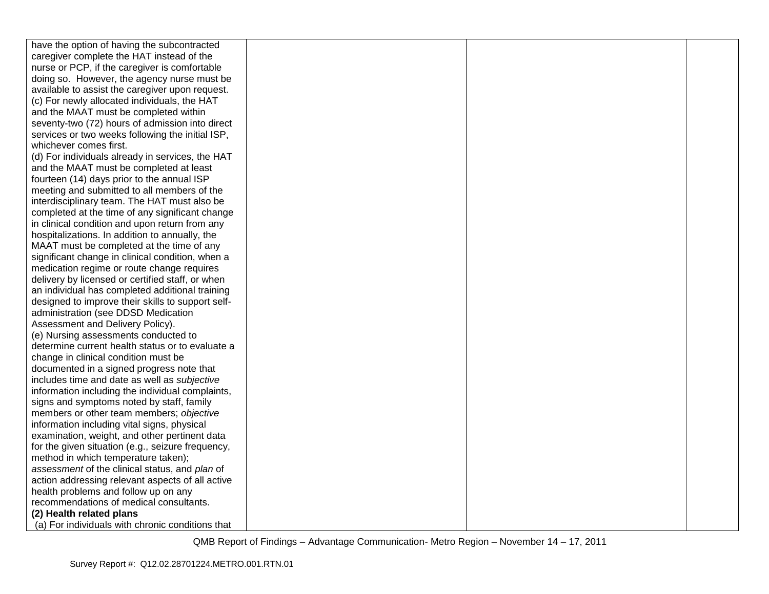| | | | |
|---|---|---|---|
| have the option of having the subcontracted caregiver complete the HAT instead of the nurse or PCP, if the caregiver is comfortable doing so. However, the agency nurse must be available to assist the caregiver upon request.<br>(c) For newly allocated individuals, the HAT and the MAAT must be completed within seventy-two (72) hours of admission into direct services or two weeks following the initial ISP, whichever comes first.<br>(d) For individuals already in services, the HAT and the MAAT must be completed at least fourteen (14) days prior to the annual ISP meeting and submitted to all members of the interdisciplinary team. The HAT must also be completed at the time of any significant change in clinical condition and upon return from any hospitalizations. In addition to annually, the MAAT must be completed at the time of any significant change in clinical condition, when a medication regime or route change requires delivery by licensed or certified staff, or when an individual has completed additional training designed to improve their skills to support self-administration (see DDSD Medication Assessment and Delivery Policy).<br>(e) Nursing assessments conducted to determine current health status or to evaluate a change in clinical condition must be documented in a signed progress note that includes time and date as well as *subjective* information including the individual complaints, signs and symptoms noted by staff, family members or other team members; *objective* information including vital signs, physical examination, weight, and other pertinent data for the given situation (e.g., seizure frequency, method in which temperature taken); *assessment* of the clinical status, and *plan* of action addressing relevant aspects of all active health problems and follow up on any recommendations of medical consultants.<br>**(2) Health related plans**<br>(a) For individuals with chronic conditions that | | | |

QMB Report of Findings – Advantage Communication- Metro Region – November 14 – 17, 2011

Survey Report #: Q12.02.28701224.METRO.001.RTN.01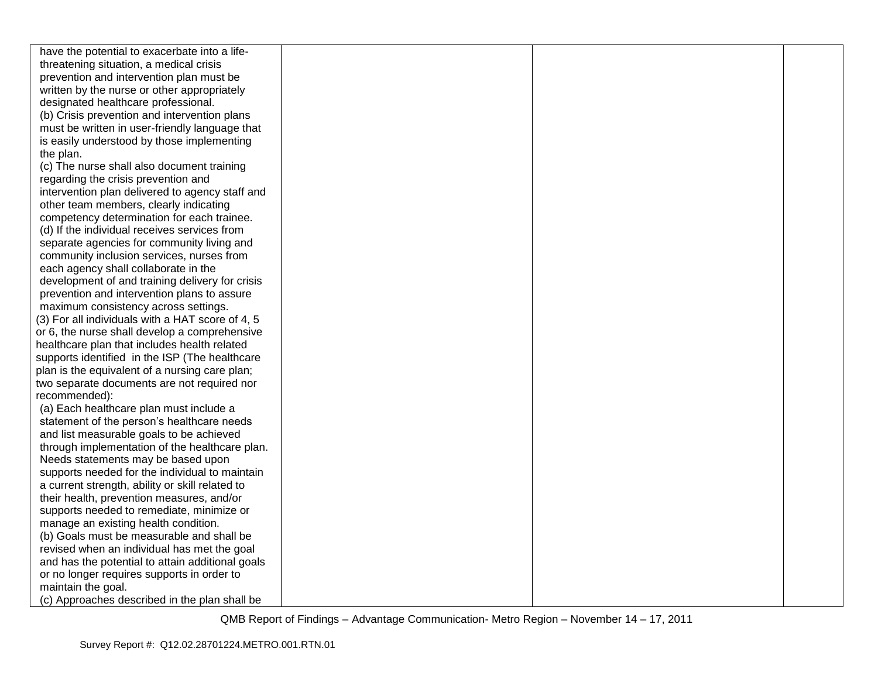| | | | |
|---|---|---|---|
| have the potential to exacerbate into a life-threatening situation, a medical crisis prevention and intervention plan must be written by the nurse or other appropriately designated healthcare professional.<br>(b) Crisis prevention and intervention plans must be written in user-friendly language that is easily understood by those implementing the plan.<br>(c) The nurse shall also document training regarding the crisis prevention and intervention plan delivered to agency staff and other team members, clearly indicating competency determination for each trainee.<br>(d) If the individual receives services from separate agencies for community living and community inclusion services, nurses from each agency shall collaborate in the development of and training delivery for crisis prevention and intervention plans to assure maximum consistency across settings.<br>(3) For all individuals with a HAT score of 4, 5 or 6, the nurse shall develop a comprehensive healthcare plan that includes health related supports identified in the ISP (The healthcare plan is the equivalent of a nursing care plan; two separate documents are not required nor recommended):<br>(a) Each healthcare plan must include a statement of the person's healthcare needs and list measurable goals to be achieved through implementation of the healthcare plan. Needs statements may be based upon supports needed for the individual to maintain a current strength, ability or skill related to their health, prevention measures, and/or supports needed to remediate, minimize or manage an existing health condition.<br>(b) Goals must be measurable and shall be revised when an individual has met the goal and has the potential to attain additional goals or no longer requires supports in order to maintain the goal.<br>(c) Approaches described in the plan shall be | | | |

QMB Report of Findings – Advantage Communication- Metro Region – November 14 – 17, 2011

Survey Report #: Q12.02.28701224.METRO.001.RTN.01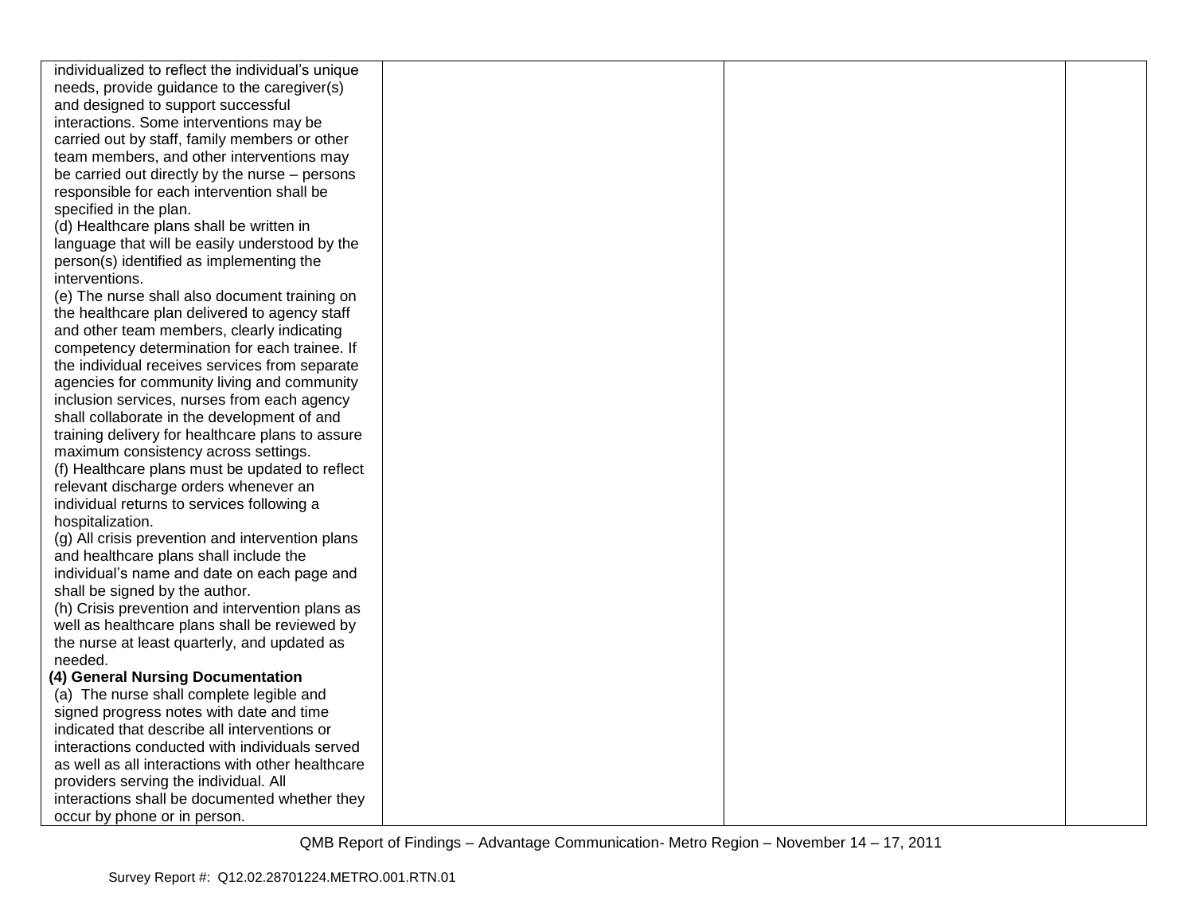| | | | |
|---|---|---|---|
| individualized to reflect the individual's unique needs, provide guidance to the caregiver(s) and designed to support successful interactions. Some interventions may be carried out by staff, family members or other team members, and other interventions may be carried out directly by the nurse – persons responsible for each intervention shall be specified in the plan.<br>(d) Healthcare plans shall be written in language that will be easily understood by the person(s) identified as implementing the interventions.<br>(e) The nurse shall also document training on the healthcare plan delivered to agency staff and other team members, clearly indicating competency determination for each trainee. If the individual receives services from separate agencies for community living and community inclusion services, nurses from each agency shall collaborate in the development of and training delivery for healthcare plans to assure maximum consistency across settings.<br>(f) Healthcare plans must be updated to reflect relevant discharge orders whenever an individual returns to services following a hospitalization.<br>(g) All crisis prevention and intervention plans and healthcare plans shall include the individual's name and date on each page and shall be signed by the author.<br>(h) Crisis prevention and intervention plans as well as healthcare plans shall be reviewed by the nurse at least quarterly, and updated as needed.<br>**(4) General Nursing Documentation**<br>(a) The nurse shall complete legible and signed progress notes with date and time indicated that describe all interventions or interactions conducted with individuals served as well as all interactions with other healthcare providers serving the individual. All interactions shall be documented whether they occur by phone or in person. | | | |

QMB Report of Findings – Advantage Communication- Metro Region – November 14 – 17, 2011

Survey Report #: Q12.02.28701224.METRO.001.RTN.01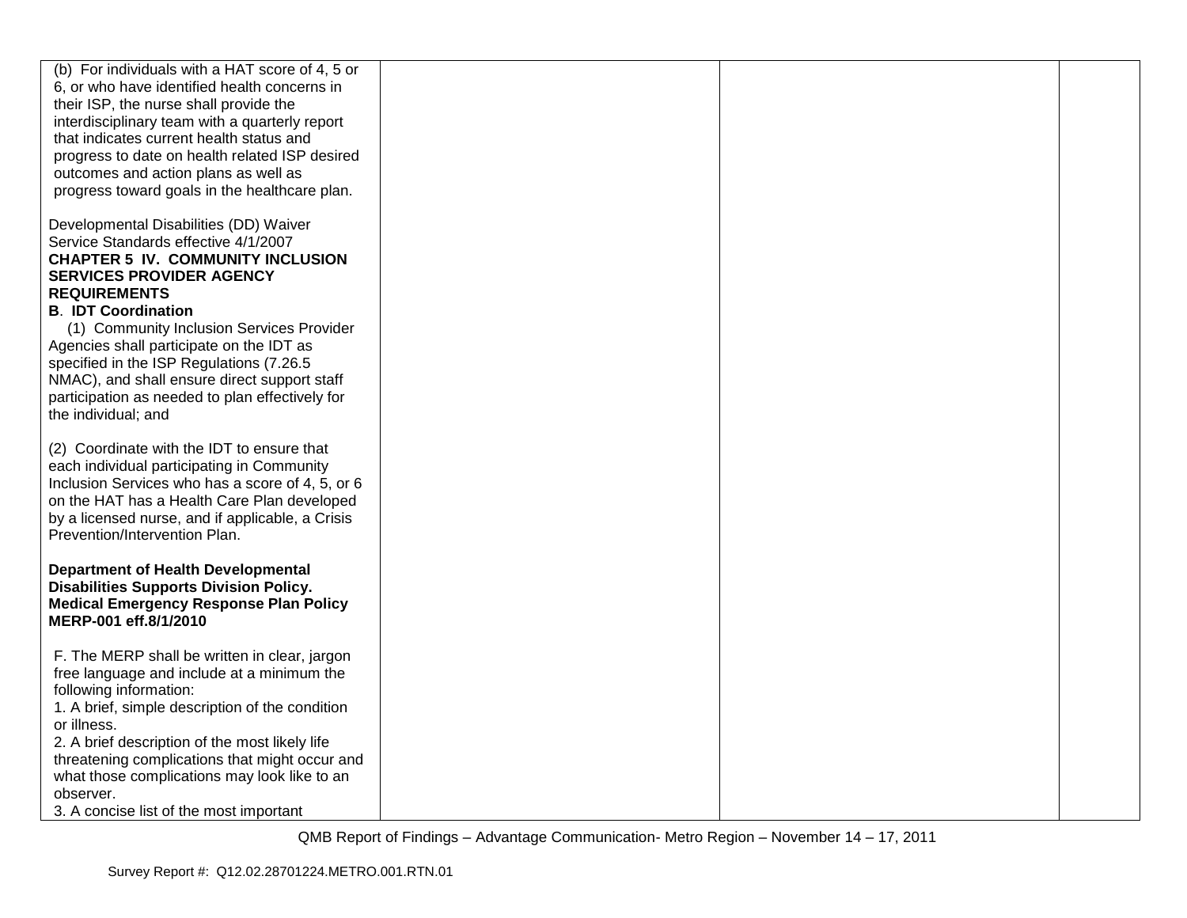| | | | |
|---|---|---|---|
| (b) For individuals with a HAT score of 4, 5 or 6, or who have identified health concerns in their ISP, the nurse shall provide the interdisciplinary team with a quarterly report that indicates current health status and progress to date on health related ISP desired outcomes and action plans as well as progress toward goals in the healthcare plan.<br><br>Developmental Disabilities (DD) Waiver Service Standards effective 4/1/2007<br>**CHAPTER 5 IV. COMMUNITY INCLUSION SERVICES PROVIDER AGENCY REQUIREMENTS**<br>**B. IDT Coordination**<br>(1) Community Inclusion Services Provider Agencies shall participate on the IDT as specified in the ISP Regulations (7.26.5 NMAC), and shall ensure direct support staff participation as needed to plan effectively for the individual; and<br><br>(2) Coordinate with the IDT to ensure that each individual participating in Community Inclusion Services who has a score of 4, 5, or 6 on the HAT has a Health Care Plan developed by a licensed nurse, and if applicable, a Crisis Prevention/Intervention Plan.<br><br>**Department of Health Developmental Disabilities Supports Division Policy. Medical Emergency Response Plan Policy MERP-001 eff.8/1/2010**<br><br>F. The MERP shall be written in clear, jargon free language and include at a minimum the following information:<br>1. A brief, simple description of the condition or illness.<br>2. A brief description of the most likely life threatening complications that might occur and what those complications may look like to an observer.<br>3. A concise list of the most important | | | |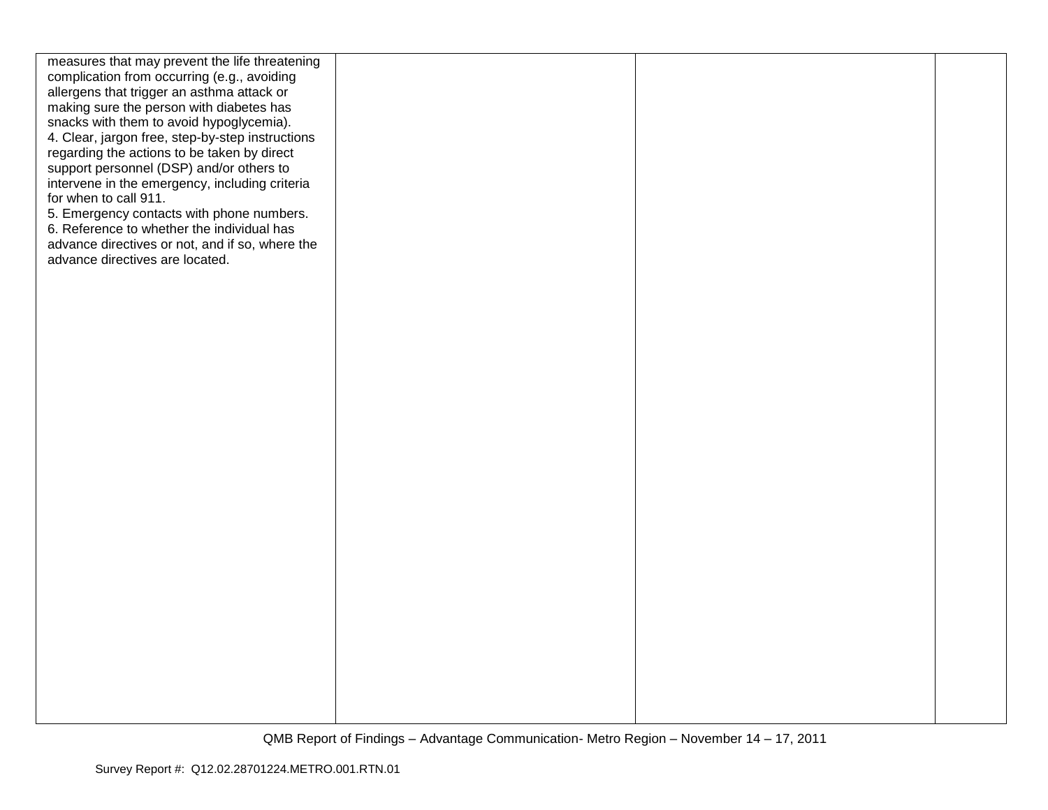| | | | |
|---|---|---|---|
| measures that may prevent the life threatening complication from occurring (e.g., avoiding allergens that trigger an asthma attack or making sure the person with diabetes has snacks with them to avoid hypoglycemia).<br>4. Clear, jargon free, step-by-step instructions regarding the actions to be taken by direct support personnel (DSP) and/or others to intervene in the emergency, including criteria for when to call 911.<br>5. Emergency contacts with phone numbers.<br>6. Reference to whether the individual has advance directives or not, and if so, where the advance directives are located. | | | |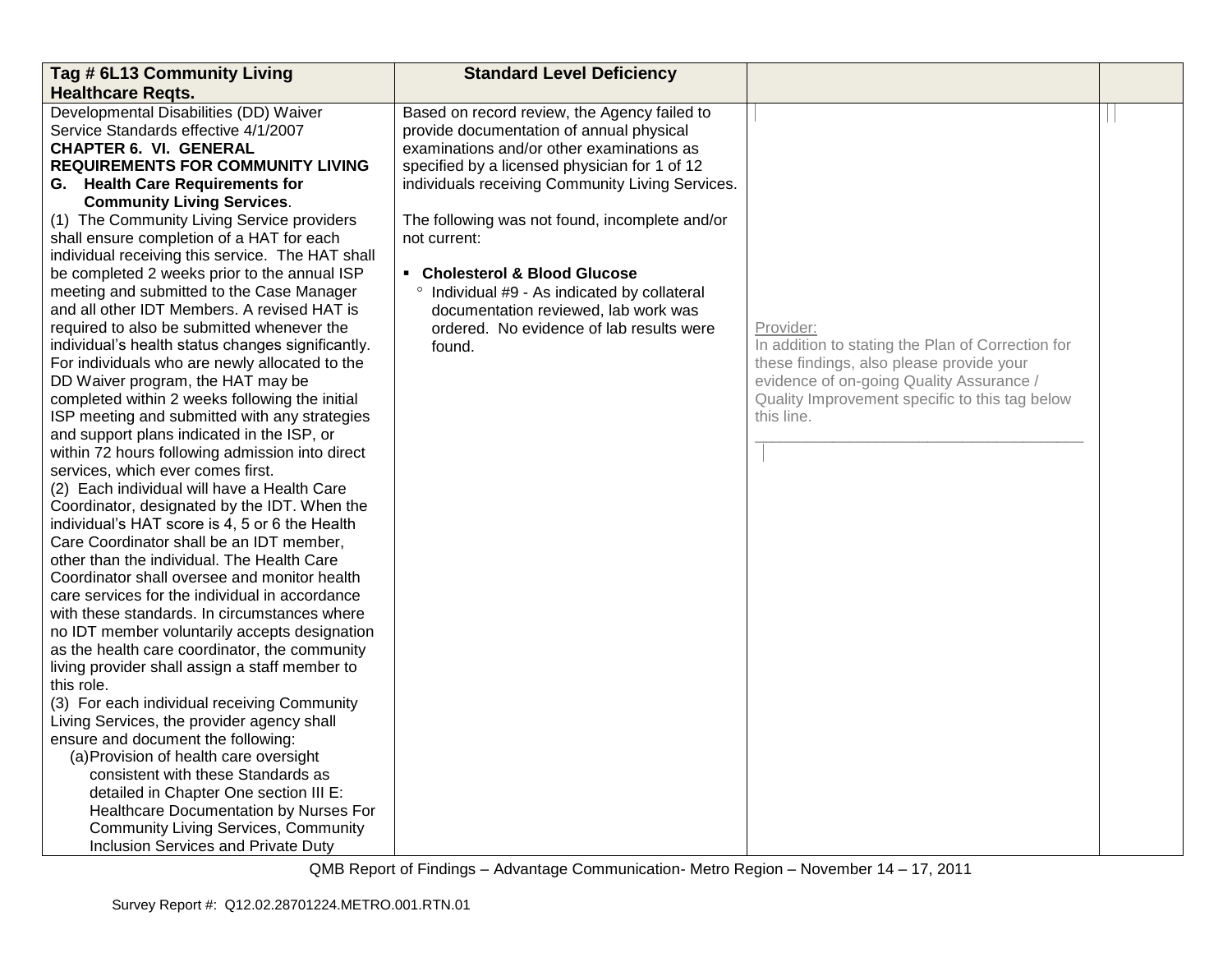| Tag # 6L13 Community Living Healthcare Reqts. | Standard Level Deficiency | | |
|---|---|---|---|
| Developmental Disabilities (DD) Waiver Service Standards effective 4/1/2007<br>**CHAPTER 6. VI. GENERAL REQUIREMENTS FOR COMMUNITY LIVING**<br>**G. Health Care Requirements for Community Living Services**.<br>(1) The Community Living Service providers shall ensure completion of a HAT for each individual receiving this service. The HAT shall be completed 2 weeks prior to the annual ISP meeting and submitted to the Case Manager and all other IDT Members. A revised HAT is required to also be submitted whenever the individual's health status changes significantly. For individuals who are newly allocated to the DD Waiver program, the HAT may be completed within 2 weeks following the initial ISP meeting and submitted with any strategies and support plans indicated in the ISP, or within 72 hours following admission into direct services, which ever comes first.<br>(2) Each individual will have a Health Care Coordinator, designated by the IDT. When the individual's HAT score is 4, 5 or 6 the Health Care Coordinator shall be an IDT member, other than the individual. The Health Care Coordinator shall oversee and monitor health care services for the individual in accordance with these standards. In circumstances where no IDT member voluntarily accepts designation as the health care coordinator, the community living provider shall assign a staff member to this role.<br>(3) For each individual receiving Community Living Services, the provider agency shall ensure and document the following:<br>(a) Provision of health care oversight consistent with these Standards as detailed in Chapter One section III E: Healthcare Documentation by Nurses For Community Living Services, Community Inclusion Services and Private Duty | Based on record review, the Agency failed to provide documentation of annual physical examinations and/or other examinations as specified by a licensed physician for 1 of 12 individuals receiving Community Living Services.<br><br>The following was not found, incomplete and/or not current:<br><br>▪ **Cholesterol & Blood Glucose**<br>° Individual #9 - As indicated by collateral documentation reviewed, lab work was ordered. No evidence of lab results were found. | Provider:<br>In addition to stating the Plan of Correction for these findings, also please provide your evidence of on-going Quality Assurance / Quality Improvement specific to this tag below this line.<br>\_\_\_\_\_\_\_\_\_\_\_\_\_\_\_\_\_\_\_\_\_\_\_\_\_\_\_\_\_\_\_\_\_\_\_\_\_\_\_ | |

QMB Report of Findings – Advantage Communication- Metro Region – November 14 – 17, 2011

Survey Report #: Q12.02.28701224.METRO.001.RTN.01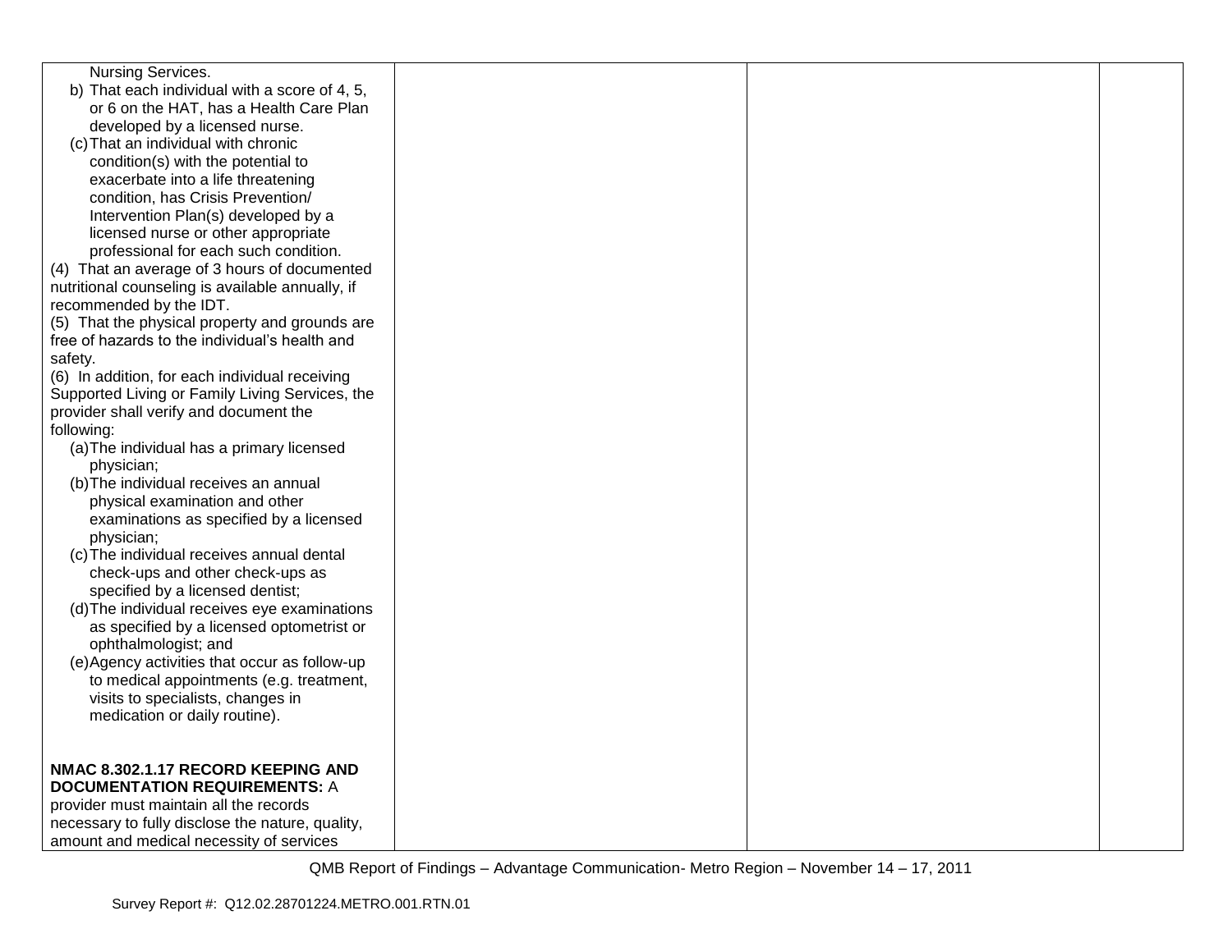| | | | |
|---|---|---|---|
| Nursing Services.<br>b) That each individual with a score of 4, 5, or 6 on the HAT, has a Health Care Plan developed by a licensed nurse.<br>(c) That an individual with chronic condition(s) with the potential to exacerbate into a life threatening condition, has Crisis Prevention/ Intervention Plan(s) developed by a licensed nurse or other appropriate professional for each such condition.<br>(4) That an average of 3 hours of documented nutritional counseling is available annually, if recommended by the IDT.<br>(5) That the physical property and grounds are free of hazards to the individual's health and safety.<br>(6) In addition, for each individual receiving Supported Living or Family Living Services, the provider shall verify and document the following:<br>(a) The individual has a primary licensed physician;<br>(b) The individual receives an annual physical examination and other examinations as specified by a licensed physician;<br>(c) The individual receives annual dental check-ups and other check-ups as specified by a licensed dentist;<br>(d) The individual receives eye examinations as specified by a licensed optometrist or ophthalmologist; and<br>(e) Agency activities that occur as follow-up to medical appointments (e.g. treatment, visits to specialists, changes in medication or daily routine).<br><br>**NMAC 8.302.1.17 RECORD KEEPING AND DOCUMENTATION REQUIREMENTS:** A provider must maintain all the records necessary to fully disclose the nature, quality, amount and medical necessity of services | | | |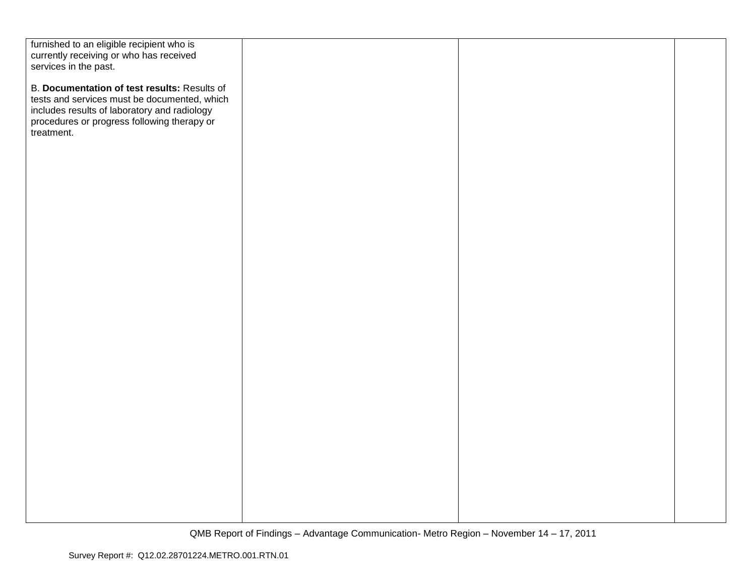| | | | |
|---|---|---|---|
| furnished to an eligible recipient who is currently receiving or who has received services in the past.<br><br>B. **Documentation of test results:** Results of tests and services must be documented, which includes results of laboratory and radiology procedures or progress following therapy or treatment. | | | |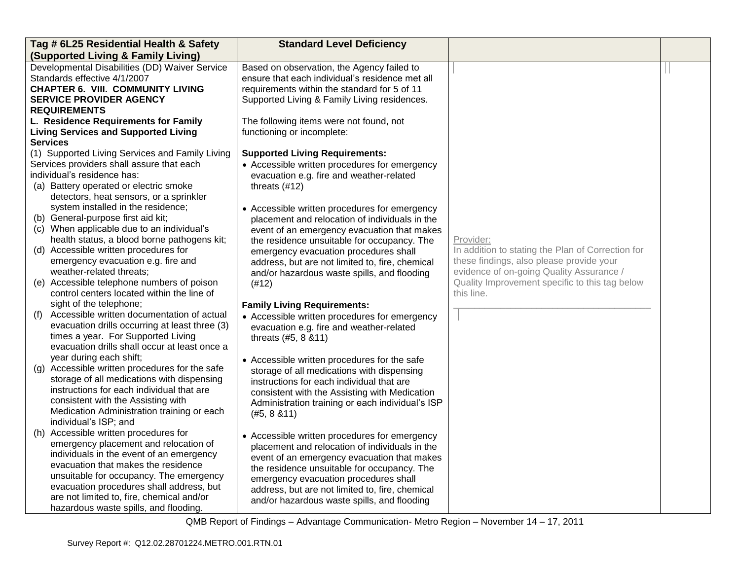| Tag # 6L25 Residential Health & Safety (Supported Living & Family Living) | Standard Level Deficiency | | |
|---|---|---|---|
| Developmental Disabilities (DD) Waiver Service Standards effective 4/1/2007<br>**CHAPTER 6. VIII. COMMUNITY LIVING SERVICE PROVIDER AGENCY REQUIREMENTS**<br>**L. Residence Requirements for Family Living Services and Supported Living Services**<br>(1) Supported Living Services and Family Living Services providers shall assure that each individual's residence has:<br>(a) Battery operated or electric smoke detectors, heat sensors, or a sprinkler system installed in the residence;<br>(b) General-purpose first aid kit;<br>(c) When applicable due to an individual's health status, a blood borne pathogens kit;<br>(d) Accessible written procedures for emergency evacuation e.g. fire and weather-related threats;<br>(e) Accessible telephone numbers of poison control centers located within the line of sight of the telephone;<br>(f) Accessible written documentation of actual evacuation drills occurring at least three (3) times a year. For Supported Living evacuation drills shall occur at least once a year during each shift;<br>(g) Accessible written procedures for the safe storage of all medications with dispensing instructions for each individual that are consistent with the Assisting with Medication Administration training or each individual's ISP; and<br>(h) Accessible written procedures for emergency placement and relocation of individuals in the event of an emergency evacuation that makes the residence unsuitable for occupancy. The emergency evacuation procedures shall address, but are not limited to, fire, chemical and/or hazardous waste spills, and flooding. | Based on observation, the Agency failed to ensure that each individual's residence met all requirements within the standard for 5 of 11 Supported Living & Family Living residences.<br><br>The following items were not found, not functioning or incomplete:<br><br>**Supported Living Requirements:**<br>• Accessible written procedures for emergency evacuation e.g. fire and weather-related threats (#12)<br><br>• Accessible written procedures for emergency placement and relocation of individuals in the event of an emergency evacuation that makes the residence unsuitable for occupancy. The emergency evacuation procedures shall address, but are not limited to, fire, chemical and/or hazardous waste spills, and flooding (#12)<br><br>**Family Living Requirements:**<br>• Accessible written procedures for emergency evacuation e.g. fire and weather-related threats (#5, 8 &11)<br><br>• Accessible written procedures for the safe storage of all medications with dispensing instructions for each individual that are consistent with the Assisting with Medication Administration training or each individual's ISP (#5, 8 &11)<br><br>• Accessible written procedures for emergency placement and relocation of individuals in the event of an emergency evacuation that makes the residence unsuitable for occupancy. The emergency evacuation procedures shall address, but are not limited to, fire, chemical and/or hazardous waste spills, and flooding | Provider:<br>In addition to stating the Plan of Correction for these findings, also please provide your evidence of on-going Quality Assurance / Quality Improvement specific to this tag below this line.<br>______________________________________ | |

QMB Report of Findings – Advantage Communication- Metro Region – November 14 – 17, 2011

Survey Report #: Q12.02.28701224.METRO.001.RTN.01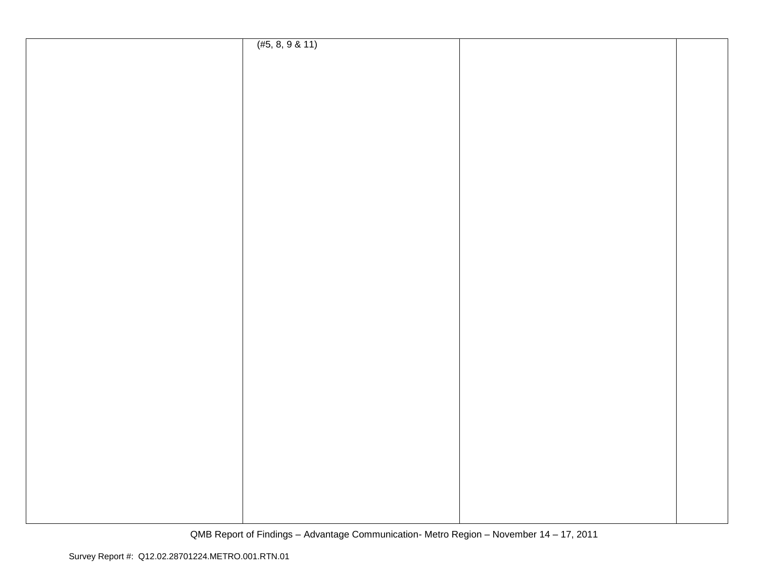| | | | |
|---|---|---|---|
| | (#5, 8, 9 & 11) | | |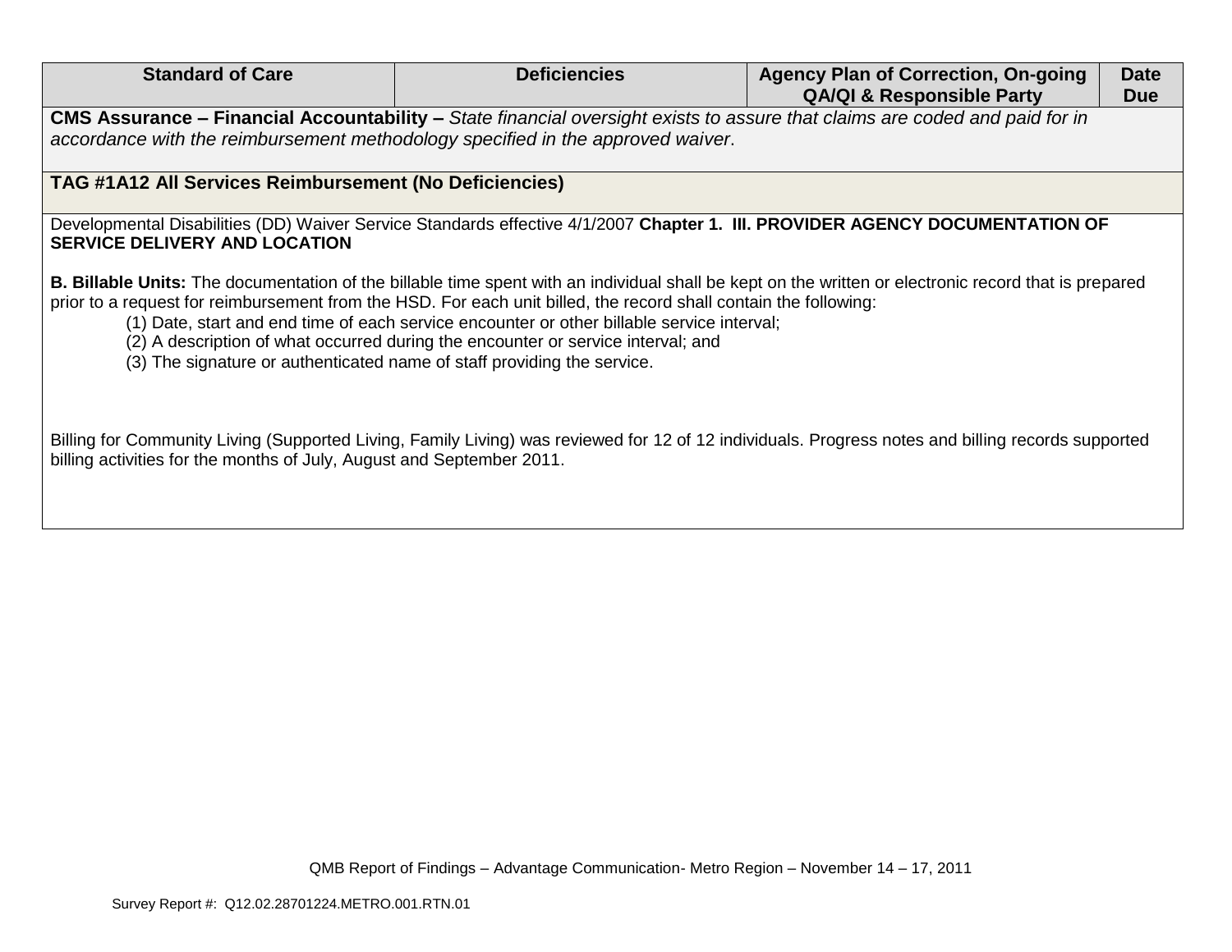| Standard of Care | Deficiencies | Agency Plan of Correction, On-going QA/QI & Responsible Party | Date Due |
|---|---|---|---|
| **CMS Assurance – Financial Accountability –** *State financial oversight exists to assure that claims are coded and paid for in accordance with the reimbursement methodology specified in the approved waiver*. | | | |
| **TAG #1A12 All Services Reimbursement (No Deficiencies)** | | | |
| Developmental Disabilities (DD) Waiver Service Standards effective 4/1/2007 **Chapter 1. III. PROVIDER AGENCY DOCUMENTATION OF SERVICE DELIVERY AND LOCATION**<br><br>**B. Billable Units:** The documentation of the billable time spent with an individual shall be kept on the written or electronic record that is prepared prior to a request for reimbursement from the HSD. For each unit billed, the record shall contain the following:<br>(1) Date, start and end time of each service encounter or other billable service interval;<br>(2) A description of what occurred during the encounter or service interval; and<br>(3) The signature or authenticated name of staff providing the service.<br><br>Billing for Community Living (Supported Living, Family Living) was reviewed for 12 of 12 individuals. Progress notes and billing records supported billing activities for the months of July, August and September 2011. | | | |

QMB Report of Findings – Advantage Communication- Metro Region – November 14 – 17, 2011

Survey Report #: Q12.02.28701224.METRO.001.RTN.01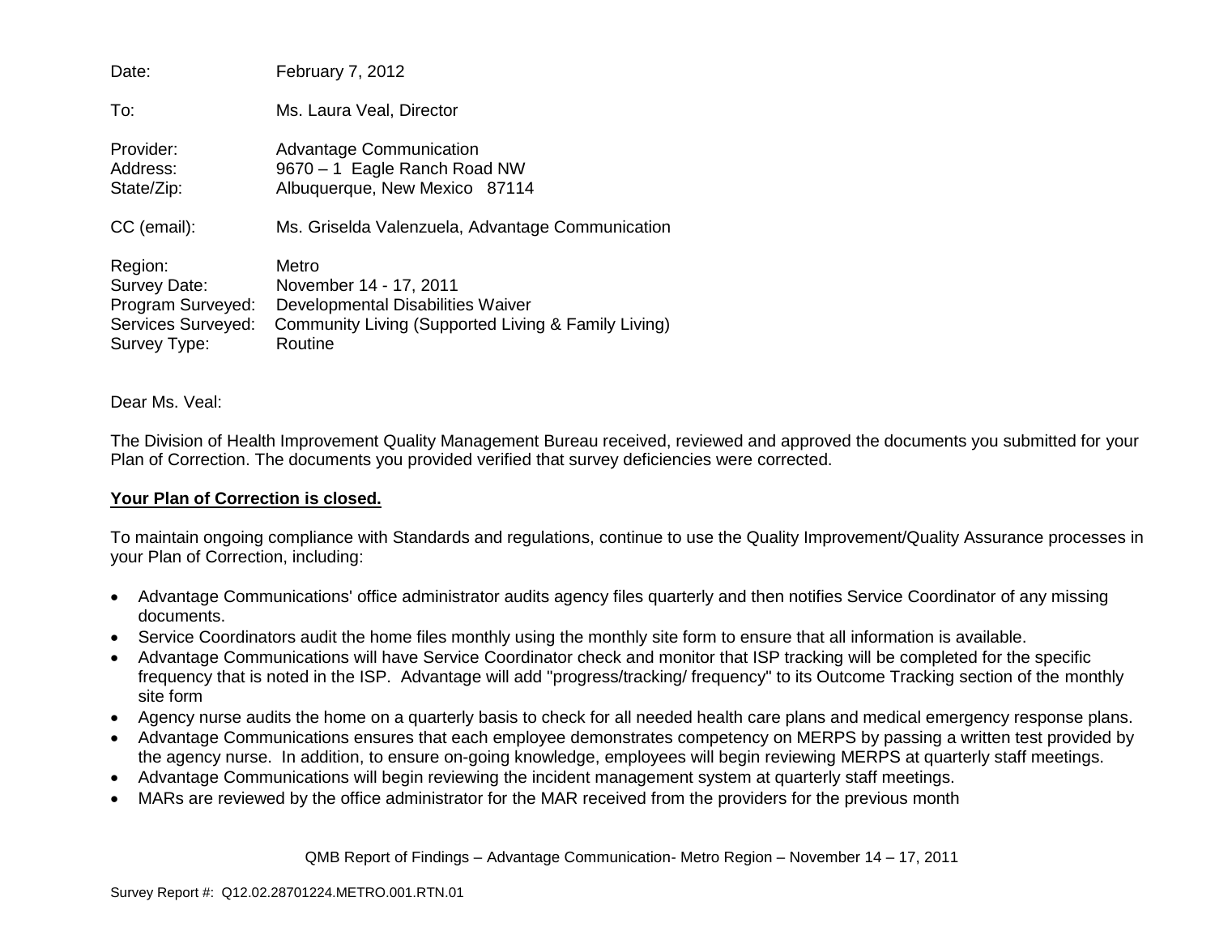Date: February 7, 2012

To: Ms. Laura Veal, Director

Provider: Advantage Communication
Address: 9670 – 1 Eagle Ranch Road NW
State/Zip: Albuquerque, New Mexico 87114

CC (email): Ms. Griselda Valenzuela, Advantage Communication

Region: Metro
Survey Date: November 14 - 17, 2011
Program Surveyed: Developmental Disabilities Waiver
Services Surveyed: Community Living (Supported Living & Family Living)
Survey Type: Routine

Dear Ms. Veal:

The Division of Health Improvement Quality Management Bureau received, reviewed and approved the documents you submitted for your Plan of Correction. The documents you provided verified that survey deficiencies were corrected.

**Your Plan of Correction is closed.**

To maintain ongoing compliance with Standards and regulations, continue to use the Quality Improvement/Quality Assurance processes in your Plan of Correction, including:

- Advantage Communications' office administrator audits agency files quarterly and then notifies Service Coordinator of any missing documents.
- Service Coordinators audit the home files monthly using the monthly site form to ensure that all information is available.
- Advantage Communications will have Service Coordinator check and monitor that ISP tracking will be completed for the specific frequency that is noted in the ISP. Advantage will add "progress/tracking/ frequency" to its Outcome Tracking section of the monthly site form
- Agency nurse audits the home on a quarterly basis to check for all needed health care plans and medical emergency response plans.
- Advantage Communications ensures that each employee demonstrates competency on MERPS by passing a written test provided by the agency nurse. In addition, to ensure on-going knowledge, employees will begin reviewing MERPS at quarterly staff meetings.
- Advantage Communications will begin reviewing the incident management system at quarterly staff meetings.
- MARs are reviewed by the office administrator for the MAR received from the providers for the previous month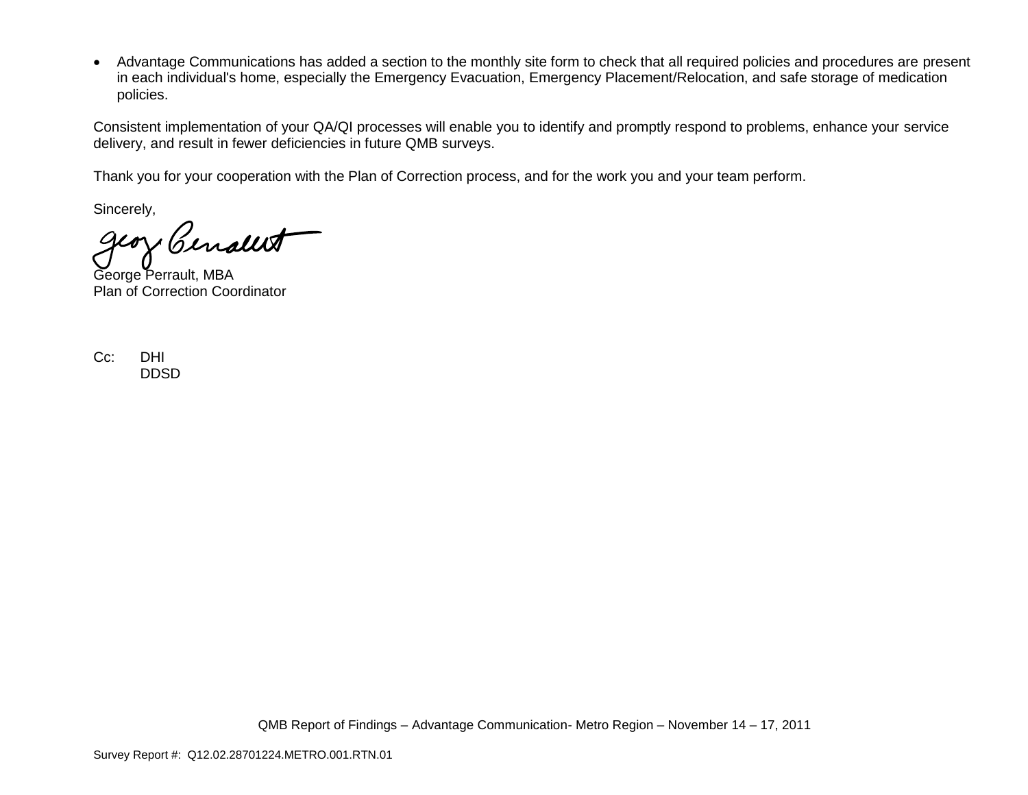- Advantage Communications has added a section to the monthly site form to check that all required policies and procedures are present in each individual's home, especially the Emergency Evacuation, Emergency Placement/Relocation, and safe storage of medication policies.

Consistent implementation of your QA/QI processes will enable you to identify and promptly respond to problems, enhance your service delivery, and result in fewer deficiencies in future QMB surveys.

Thank you for your cooperation with the Plan of Correction process, and for the work you and your team perform.

Sincerely,

George Perrault, MBA
Plan of Correction Coordinator

Cc: DHI
DDSD